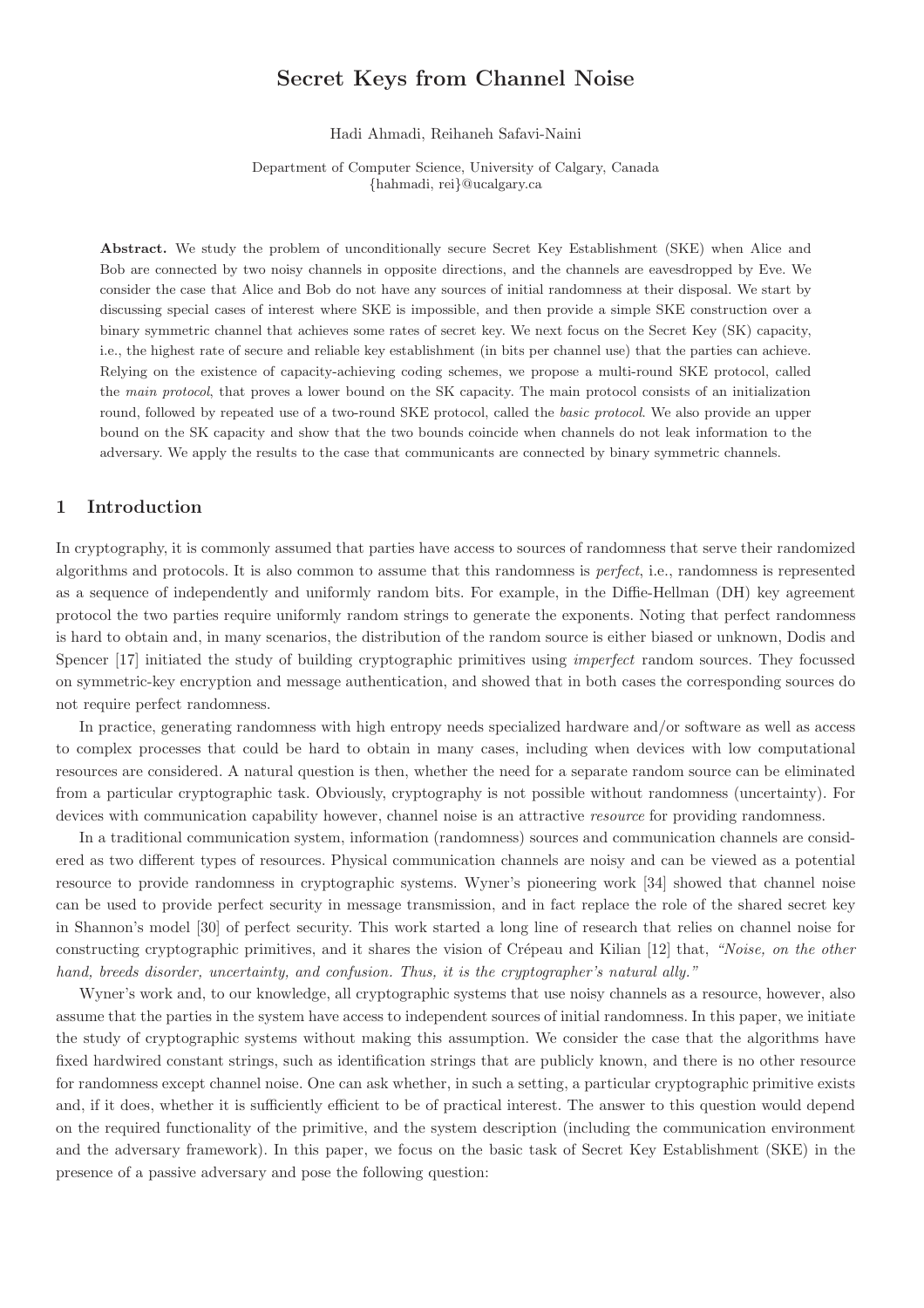# Secret Keys from Channel Noise

Hadi Ahmadi, Reihaneh Safavi-Naini

Department of Computer Science, University of Calgary, Canada
{hahmadi, rei}@ucalgary.ca

**Abstract.** We study the problem of unconditionally secure Secret Key Establishment (SKE) when Alice and Bob are connected by two noisy channels in opposite directions, and the channels are eavesdropped by Eve. We consider the case that Alice and Bob do not have any sources of initial randomness at their disposal. We start by discussing special cases of interest where SKE is impossible, and then provide a simple SKE construction over a binary symmetric channel that achieves some rates of secret key. We next focus on the Secret Key (SK) capacity, i.e., the highest rate of secure and reliable key establishment (in bits per channel use) that the parties can achieve. Relying on the existence of capacity-achieving coding schemes, we propose a multi-round SKE protocol, called the *main protocol*, that proves a lower bound on the SK capacity. The main protocol consists of an initialization round, followed by repeated use of a two-round SKE protocol, called the *basic protocol*. We also provide an upper bound on the SK capacity and show that the two bounds coincide when channels do not leak information to the adversary. We apply the results to the case that communicants are connected by binary symmetric channels.

## 1 Introduction

In cryptography, it is commonly assumed that parties have access to sources of randomness that serve their randomized algorithms and protocols. It is also common to assume that this randomness is *perfect*, i.e., randomness is represented as a sequence of independently and uniformly random bits. For example, in the Diffie-Hellman (DH) key agreement protocol the two parties require uniformly random strings to generate the exponents. Noting that perfect randomness is hard to obtain and, in many scenarios, the distribution of the random source is either biased or unknown, Dodis and Spencer [17] initiated the study of building cryptographic primitives using *imperfect* random sources. They focussed on symmetric-key encryption and message authentication, and showed that in both cases the corresponding sources do not require perfect randomness.

In practice, generating randomness with high entropy needs specialized hardware and/or software as well as access to complex processes that could be hard to obtain in many cases, including when devices with low computational resources are considered. A natural question is then, whether the need for a separate random source can be eliminated from a particular cryptographic task. Obviously, cryptography is not possible without randomness (uncertainty). For devices with communication capability however, channel noise is an attractive *resource* for providing randomness.

In a traditional communication system, information (randomness) sources and communication channels are considered as two different types of resources. Physical communication channels are noisy and can be viewed as a potential resource to provide randomness in cryptographic systems. Wyner's pioneering work [34] showed that channel noise can be used to provide perfect security in message transmission, and in fact replace the role of the shared secret key in Shannon's model [30] of perfect security. This work started a long line of research that relies on channel noise for constructing cryptographic primitives, and it shares the vision of Crépeau and Kilian [12] that, *"Noise, on the other hand, breeds disorder, uncertainty, and confusion. Thus, it is the cryptographer's natural ally."*

Wyner's work and, to our knowledge, all cryptographic systems that use noisy channels as a resource, however, also assume that the parties in the system have access to independent sources of initial randomness. In this paper, we initiate the study of cryptographic systems without making this assumption. We consider the case that the algorithms have fixed hardwired constant strings, such as identification strings that are publicly known, and there is no other resource for randomness except channel noise. One can ask whether, in such a setting, a particular cryptographic primitive exists and, if it does, whether it is sufficiently efficient to be of practical interest. The answer to this question would depend on the required functionality of the primitive, and the system description (including the communication environment and the adversary framework). In this paper, we focus on the basic task of Secret Key Establishment (SKE) in the presence of a passive adversary and pose the following question: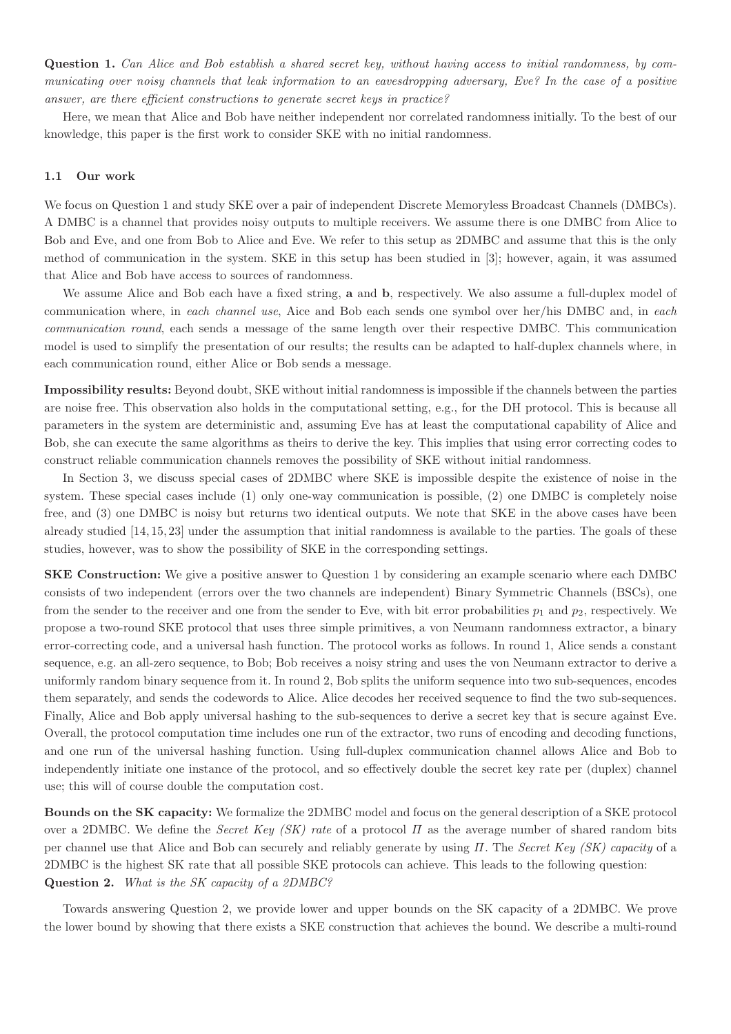**Question 1.** *Can Alice and Bob establish a shared secret key, without having access to initial randomness, by communicating over noisy channels that leak information to an eavesdropping adversary, Eve? In the case of a positive answer, are there efficient constructions to generate secret keys in practice?*

Here, we mean that Alice and Bob have neither independent nor correlated randomness initially. To the best of our knowledge, this paper is the first work to consider SKE with no initial randomness.

### 1.1 Our work

We focus on Question 1 and study SKE over a pair of independent Discrete Memoryless Broadcast Channels (DMBCs). A DMBC is a channel that provides noisy outputs to multiple receivers. We assume there is one DMBC from Alice to Bob and Eve, and one from Bob to Alice and Eve. We refer to this setup as 2DMBC and assume that this is the only method of communication in the system. SKE in this setup has been studied in [3]; however, again, it was assumed that Alice and Bob have access to sources of randomness.

We assume Alice and Bob each have a fixed string, $\mathbf{a}$ and $\mathbf{b}$, respectively. We also assume a full-duplex model of communication where, in *each channel use*, Aice and Bob each sends one symbol over her/his DMBC and, in *each communication round*, each sends a message of the same length over their respective DMBC. This communication model is used to simplify the presentation of our results; the results can be adapted to half-duplex channels where, in each communication round, either Alice or Bob sends a message.

**Impossibility results:** Beyond doubt, SKE without initial randomness is impossible if the channels between the parties are noise free. This observation also holds in the computational setting, e.g., for the DH protocol. This is because all parameters in the system are deterministic and, assuming Eve has at least the computational capability of Alice and Bob, she can execute the same algorithms as theirs to derive the key. This implies that using error correcting codes to construct reliable communication channels removes the possibility of SKE without initial randomness.

In Section 3, we discuss special cases of 2DMBC where SKE is impossible despite the existence of noise in the system. These special cases include (1) only one-way communication is possible, (2) one DMBC is completely noise free, and (3) one DMBC is noisy but returns two identical outputs. We note that SKE in the above cases have been already studied [14, 15, 23] under the assumption that initial randomness is available to the parties. The goals of these studies, however, was to show the possibility of SKE in the corresponding settings.

**SKE Construction:** We give a positive answer to Question 1 by considering an example scenario where each DMBC consists of two independent (errors over the two channels are independent) Binary Symmetric Channels (BSCs), one from the sender to the receiver and one from the sender to Eve, with bit error probabilities $p_1$ and $p_2$, respectively. We propose a two-round SKE protocol that uses three simple primitives, a von Neumann randomness extractor, a binary error-correcting code, and a universal hash function. The protocol works as follows. In round 1, Alice sends a constant sequence, e.g. an all-zero sequence, to Bob; Bob receives a noisy string and uses the von Neumann extractor to derive a uniformly random binary sequence from it. In round 2, Bob splits the uniform sequence into two sub-sequences, encodes them separately, and sends the codewords to Alice. Alice decodes her received sequence to find the two sub-sequences. Finally, Alice and Bob apply universal hashing to the sub-sequences to derive a secret key that is secure against Eve. Overall, the protocol computation time includes one run of the extractor, two runs of encoding and decoding functions, and one run of the universal hashing function. Using full-duplex communication channel allows Alice and Bob to independently initiate one instance of the protocol, and so effectively double the secret key rate per (duplex) channel use; this will of course double the computation cost.

**Bounds on the SK capacity:** We formalize the 2DMBC model and focus on the general description of a SKE protocol over a 2DMBC. We define the *Secret Key (SK) rate* of a protocol $\Pi$ as the average number of shared random bits per channel use that Alice and Bob can securely and reliably generate by using $\Pi$. The *Secret Key (SK) capacity* of a 2DMBC is the highest SK rate that all possible SKE protocols can achieve. This leads to the following question:

**Question 2.** *What is the SK capacity of a 2DMBC?*

Towards answering Question 2, we provide lower and upper bounds on the SK capacity of a 2DMBC. We prove the lower bound by showing that there exists a SKE construction that achieves the bound. We describe a multi-round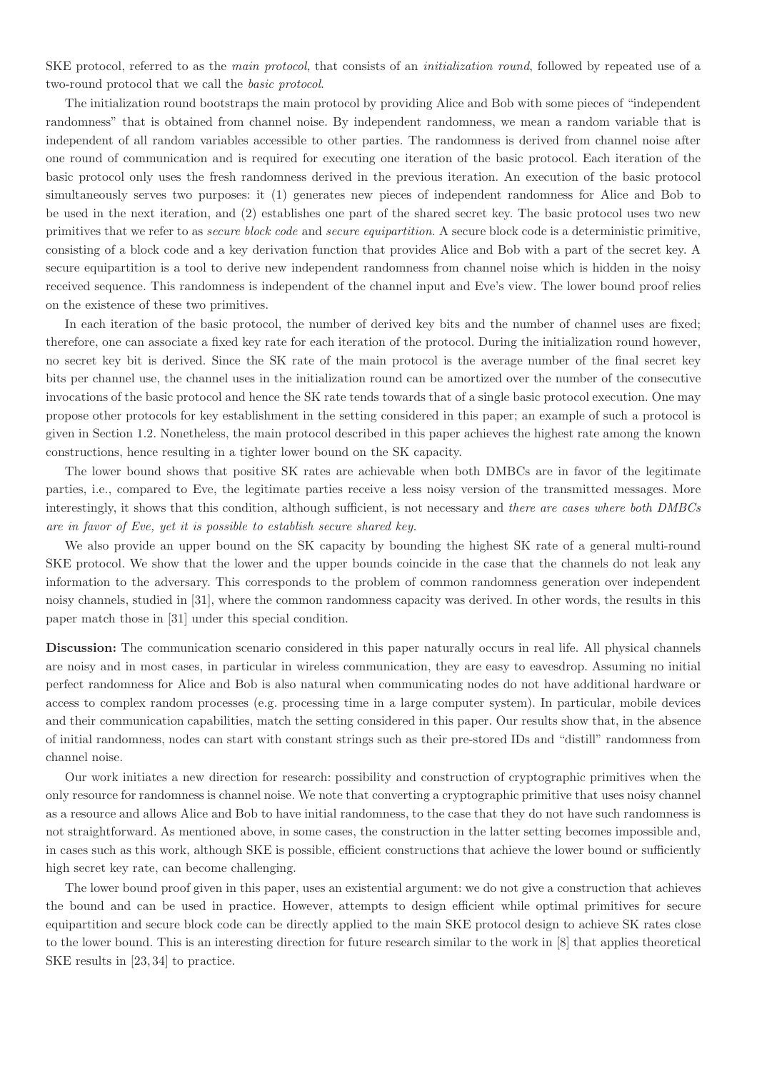SKE protocol, referred to as the *main protocol*, that consists of an *initialization round*, followed by repeated use of a two-round protocol that we call the *basic protocol*.

The initialization round bootstraps the main protocol by providing Alice and Bob with some pieces of "independent randomness" that is obtained from channel noise. By independent randomness, we mean a random variable that is independent of all random variables accessible to other parties. The randomness is derived from channel noise after one round of communication and is required for executing one iteration of the basic protocol. Each iteration of the basic protocol only uses the fresh randomness derived in the previous iteration. An execution of the basic protocol simultaneously serves two purposes: it (1) generates new pieces of independent randomness for Alice and Bob to be used in the next iteration, and (2) establishes one part of the shared secret key. The basic protocol uses two new primitives that we refer to as *secure block code* and *secure equipartition*. A secure block code is a deterministic primitive, consisting of a block code and a key derivation function that provides Alice and Bob with a part of the secret key. A secure equipartition is a tool to derive new independent randomness from channel noise which is hidden in the noisy received sequence. This randomness is independent of the channel input and Eve's view. The lower bound proof relies on the existence of these two primitives.

In each iteration of the basic protocol, the number of derived key bits and the number of channel uses are fixed; therefore, one can associate a fixed key rate for each iteration of the protocol. During the initialization round however, no secret key bit is derived. Since the SK rate of the main protocol is the average number of the final secret key bits per channel use, the channel uses in the initialization round can be amortized over the number of the consecutive invocations of the basic protocol and hence the SK rate tends towards that of a single basic protocol execution. One may propose other protocols for key establishment in the setting considered in this paper; an example of such a protocol is given in Section 1.2. Nonetheless, the main protocol described in this paper achieves the highest rate among the known constructions, hence resulting in a tighter lower bound on the SK capacity.

The lower bound shows that positive SK rates are achievable when both DMBCs are in favor of the legitimate parties, i.e., compared to Eve, the legitimate parties receive a less noisy version of the transmitted messages. More interestingly, it shows that this condition, although sufficient, is not necessary and *there are cases where both DMBCs are in favor of Eve, yet it is possible to establish secure shared key.*

We also provide an upper bound on the SK capacity by bounding the highest SK rate of a general multi-round SKE protocol. We show that the lower and the upper bounds coincide in the case that the channels do not leak any information to the adversary. This corresponds to the problem of common randomness generation over independent noisy channels, studied in [31], where the common randomness capacity was derived. In other words, the results in this paper match those in [31] under this special condition.

**Discussion:** The communication scenario considered in this paper naturally occurs in real life. All physical channels are noisy and in most cases, in particular in wireless communication, they are easy to eavesdrop. Assuming no initial perfect randomness for Alice and Bob is also natural when communicating nodes do not have additional hardware or access to complex random processes (e.g. processing time in a large computer system). In particular, mobile devices and their communication capabilities, match the setting considered in this paper. Our results show that, in the absence of initial randomness, nodes can start with constant strings such as their pre-stored IDs and "distill" randomness from channel noise.

Our work initiates a new direction for research: possibility and construction of cryptographic primitives when the only resource for randomness is channel noise. We note that converting a cryptographic primitive that uses noisy channel as a resource and allows Alice and Bob to have initial randomness, to the case that they do not have such randomness is not straightforward. As mentioned above, in some cases, the construction in the latter setting becomes impossible and, in cases such as this work, although SKE is possible, efficient constructions that achieve the lower bound or sufficiently high secret key rate, can become challenging.

The lower bound proof given in this paper, uses an existential argument: we do not give a construction that achieves the bound and can be used in practice. However, attempts to design efficient while optimal primitives for secure equipartition and secure block code can be directly applied to the main SKE protocol design to achieve SK rates close to the lower bound. This is an interesting direction for future research similar to the work in [8] that applies theoretical SKE results in [23, 34] to practice.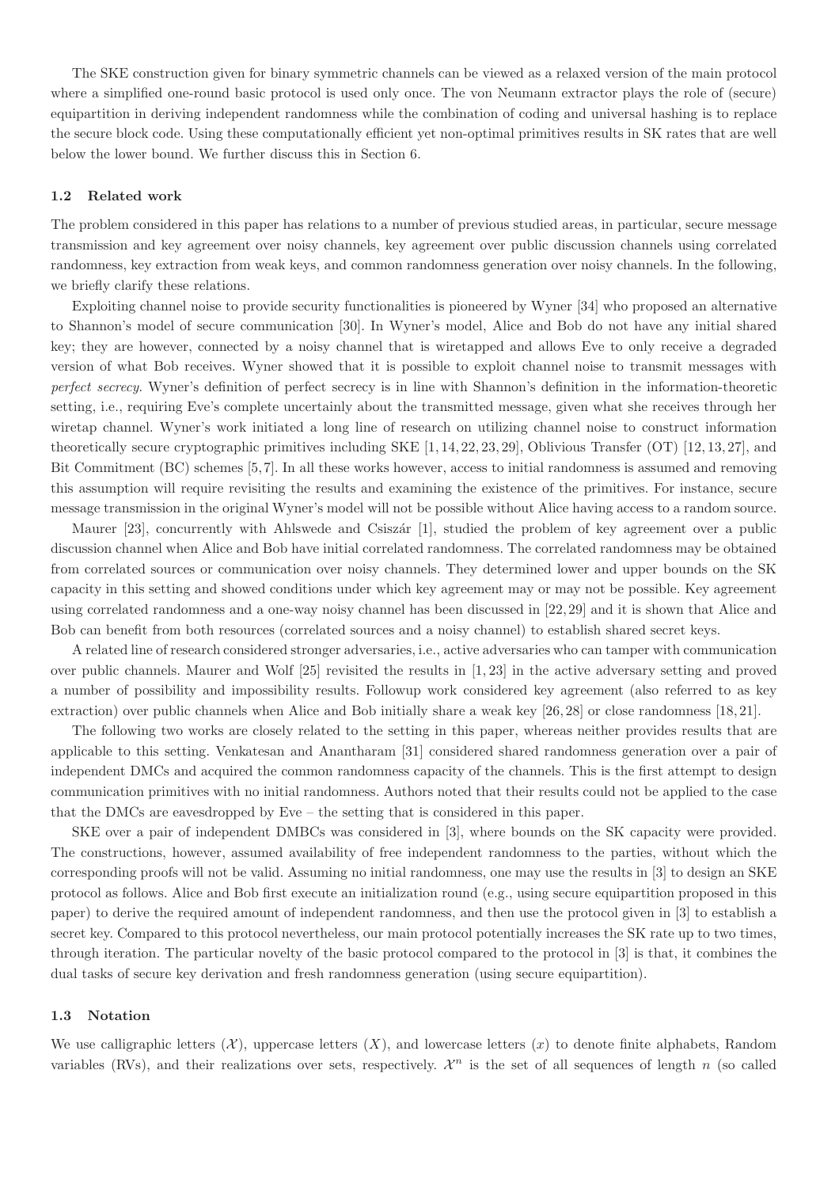The SKE construction given for binary symmetric channels can be viewed as a relaxed version of the main protocol where a simplified one-round basic protocol is used only once. The von Neumann extractor plays the role of (secure) equipartition in deriving independent randomness while the combination of coding and universal hashing is to replace the secure block code. Using these computationally efficient yet non-optimal primitives results in SK rates that are well below the lower bound. We further discuss this in Section 6.

### 1.2 Related work

The problem considered in this paper has relations to a number of previous studied areas, in particular, secure message transmission and key agreement over noisy channels, key agreement over public discussion channels using correlated randomness, key extraction from weak keys, and common randomness generation over noisy channels. In the following, we briefly clarify these relations.

Exploiting channel noise to provide security functionalities is pioneered by Wyner [34] who proposed an alternative to Shannon's model of secure communication [30]. In Wyner's model, Alice and Bob do not have any initial shared key; they are however, connected by a noisy channel that is wiretapped and allows Eve to only receive a degraded version of what Bob receives. Wyner showed that it is possible to exploit channel noise to transmit messages with *perfect secrecy*. Wyner's definition of perfect secrecy is in line with Shannon's definition in the information-theoretic setting, i.e., requiring Eve's complete uncertainly about the transmitted message, given what she receives through her wiretap channel. Wyner's work initiated a long line of research on utilizing channel noise to construct information theoretically secure cryptographic primitives including SKE [1, 14, 22, 23, 29], Oblivious Transfer (OT) [12, 13, 27], and Bit Commitment (BC) schemes [5, 7]. In all these works however, access to initial randomness is assumed and removing this assumption will require revisiting the results and examining the existence of the primitives. For instance, secure message transmission in the original Wyner's model will not be possible without Alice having access to a random source.

Maurer [23], concurrently with Ahlswede and Csiszár [1], studied the problem of key agreement over a public discussion channel when Alice and Bob have initial correlated randomness. The correlated randomness may be obtained from correlated sources or communication over noisy channels. They determined lower and upper bounds on the SK capacity in this setting and showed conditions under which key agreement may or may not be possible. Key agreement using correlated randomness and a one-way noisy channel has been discussed in [22, 29] and it is shown that Alice and Bob can benefit from both resources (correlated sources and a noisy channel) to establish shared secret keys.

A related line of research considered stronger adversaries, i.e., active adversaries who can tamper with communication over public channels. Maurer and Wolf [25] revisited the results in [1, 23] in the active adversary setting and proved a number of possibility and impossibility results. Followup work considered key agreement (also referred to as key extraction) over public channels when Alice and Bob initially share a weak key [26, 28] or close randomness [18, 21].

The following two works are closely related to the setting in this paper, whereas neither provides results that are applicable to this setting. Venkatesan and Anantharam [31] considered shared randomness generation over a pair of independent DMCs and acquired the common randomness capacity of the channels. This is the first attempt to design communication primitives with no initial randomness. Authors noted that their results could not be applied to the case that the DMCs are eavesdropped by Eve – the setting that is considered in this paper.

SKE over a pair of independent DMBCs was considered in [3], where bounds on the SK capacity were provided. The constructions, however, assumed availability of free independent randomness to the parties, without which the corresponding proofs will not be valid. Assuming no initial randomness, one may use the results in [3] to design an SKE protocol as follows. Alice and Bob first execute an initialization round (e.g., using secure equipartition proposed in this paper) to derive the required amount of independent randomness, and then use the protocol given in [3] to establish a secret key. Compared to this protocol nevertheless, our main protocol potentially increases the SK rate up to two times, through iteration. The particular novelty of the basic protocol compared to the protocol in [3] is that, it combines the dual tasks of secure key derivation and fresh randomness generation (using secure equipartition).

### 1.3 Notation

We use calligraphic letters ($\mathcal{X}$), uppercase letters ($X$), and lowercase letters ($x$) to denote finite alphabets, Random variables (RVs), and their realizations over sets, respectively. $\mathcal{X}^n$ is the set of all sequences of length $n$ (so called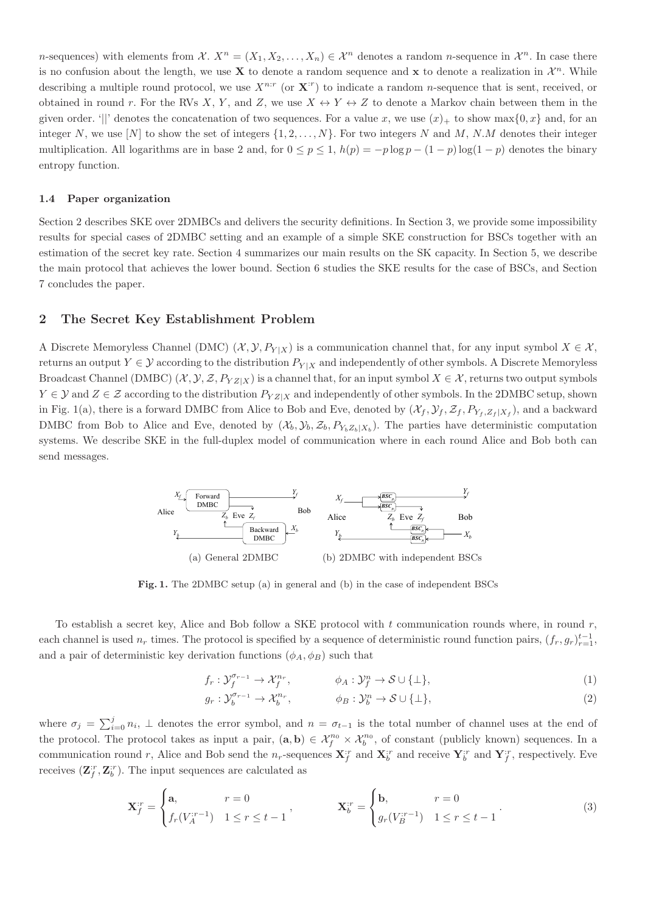$n$-sequences) with elements from $\mathcal{X}$. $X^n = (X_1, X_2, \ldots, X_n) \in \mathcal{X}^n$ denotes a random $n$-sequence in $\mathcal{X}^n$. In case there is no confusion about the length, we use $\mathbf{X}$ to denote a random sequence and $\mathbf{x}$ to denote a realization in $\mathcal{X}^n$. While describing a multiple round protocol, we use $X^{n:r}$ (or $\mathbf{X}^{:r}$) to indicate a random $n$-sequence that is sent, received, or obtained in round $r$. For the RVs $X$, $Y$, and $Z$, we use $X \leftrightarrow Y \leftrightarrow Z$ to denote a Markov chain between them in the given order. '$||$' denotes the concatenation of two sequences. For a value $x$, we use $(x)_+$ to show $\max\{0, x\}$ and, for an integer $N$, we use $[N]$ to show the set of integers $\{1, 2, \ldots, N\}$. For two integers $N$ and $M$, $N.M$ denotes their integer multiplication. All logarithms are in base 2 and, for $0 \le p \le 1$, $h(p) = -p \log p - (1-p)\log(1-p)$ denotes the binary entropy function.

### 1.4 Paper organization

Section 2 describes SKE over 2DMBCs and delivers the security definitions. In Section 3, we provide some impossibility results for special cases of 2DMBC setting and an example of a simple SKE construction for BSCs together with an estimation of the secret key rate. Section 4 summarizes our main results on the SK capacity. In Section 5, we describe the main protocol that achieves the lower bound. Section 6 studies the SKE results for the case of BSCs, and Section 7 concludes the paper.

## 2 The Secret Key Establishment Problem

A Discrete Memoryless Channel (DMC) $(\mathcal{X}, \mathcal{Y}, P_{Y|X})$ is a communication channel that, for any input symbol $X \in \mathcal{X}$, returns an output $Y \in \mathcal{Y}$ according to the distribution $P_{Y|X}$ and independently of other symbols. A Discrete Memoryless Broadcast Channel (DMBC) $(\mathcal{X}, \mathcal{Y}, \mathcal{Z}, P_{YZ|X})$ is a channel that, for an input symbol $X \in \mathcal{X}$, returns two output symbols $Y \in \mathcal{Y}$ and $Z \in \mathcal{Z}$ according to the distribution $P_{YZ|X}$ and independently of other symbols. In the 2DMBC setup, shown in Fig. 1(a), there is a forward DMBC from Alice to Bob and Eve, denoted by $(\mathcal{X}_f, \mathcal{Y}_f, \mathcal{Z}_f, P_{Y_f, Z_f|X_f})$, and a backward DMBC from Bob to Alice and Eve, denoted by $(\mathcal{X}_b, \mathcal{Y}_b, \mathcal{Z}_b, P_{Y_b Z_b|X_b})$. The parties have deterministic computation systems. We describe SKE in the full-duplex model of communication where in each round Alice and Bob both can send messages.

(a) General 2DMBC (b) 2DMBC with independent BSCs

**Fig. 1.** The 2DMBC setup (a) in general and (b) in the case of independent BSCs

To establish a secret key, Alice and Bob follow a SKE protocol with $t$ communication rounds where, in round $r$, each channel is used $n_r$ times. The protocol is specified by a sequence of deterministic round function pairs, $(f_r, g_r)_{r=1}^{t-1}$, and a pair of deterministic key derivation functions $(\phi_A, \phi_B)$ such that

$$f_r : \mathcal{Y}_f^{\sigma_{r-1}} \to \mathcal{X}_f^{n_r}, \qquad \phi_A : \mathcal{Y}_f^n \to \mathcal{S} \cup \{\perp\}, \tag{1}$$

$$g_r : \mathcal{Y}_b^{\sigma_{r-1}} \to \mathcal{X}_b^{n_r}, \qquad \phi_B : \mathcal{Y}_b^n \to \mathcal{S} \cup \{\perp\}, \tag{2}$$

where $\sigma_j = \sum_{i=0}^{j} n_i$, $\perp$ denotes the error symbol, and $n = \sigma_{t-1}$ is the total number of channel uses at the end of the protocol. The protocol takes as input a pair, $(\mathbf{a}, \mathbf{b}) \in \mathcal{X}_f^{n_0} \times \mathcal{X}_b^{n_0}$, of constant (publicly known) sequences. In a communication round $r$, Alice and Bob send the $n_r$-sequences $\mathbf{X}_f^{:r}$ and $\mathbf{X}_b^{:r}$ and receive $\mathbf{Y}_b^{:r}$ and $\mathbf{Y}_f^{:r}$, respectively. Eve receives $(\mathbf{Z}_f^{:r}, \mathbf{Z}_b^{:r})$. The input sequences are calculated as

$$\mathbf{X}_f^{:r} = \begin{cases} \mathbf{a}, & r = 0 \\ f_r(V_A^{:r-1}) & 1 \le r \le t-1 \end{cases}, \qquad \mathbf{X}_b^{:r} = \begin{cases} \mathbf{b}, & r = 0 \\ g_r(V_B^{:r-1}) & 1 \le r \le t-1 \end{cases}. \tag{3}$$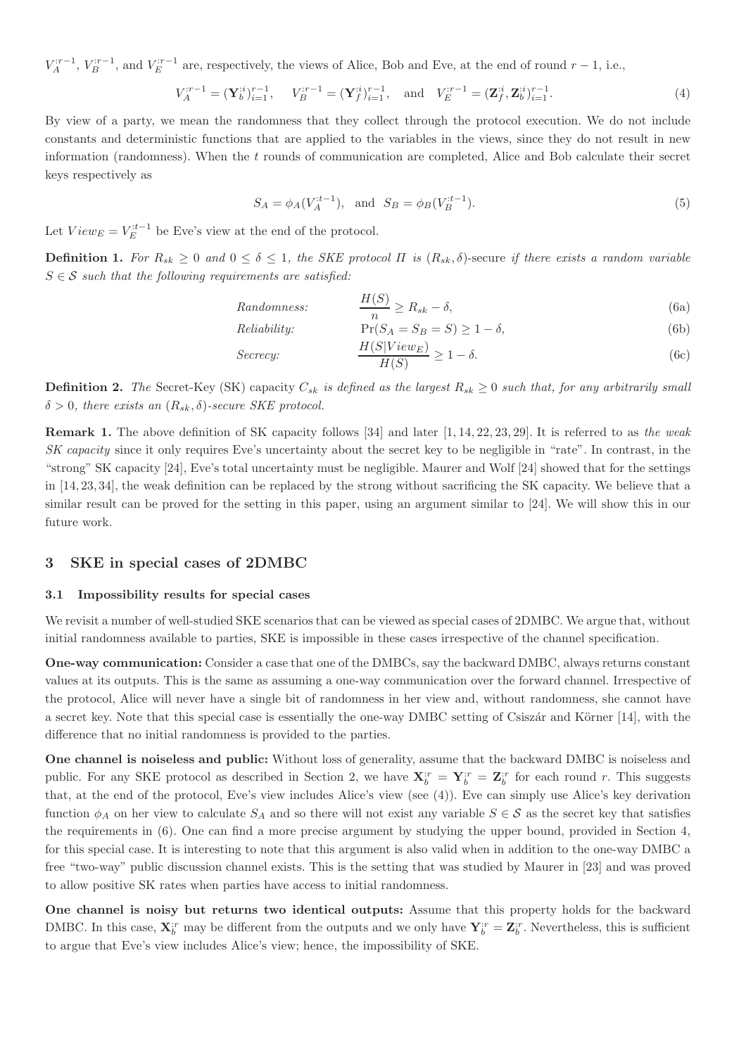$V_A^{:r-1}$, $V_B^{:r-1}$, and $V_E^{:r-1}$ are, respectively, the views of Alice, Bob and Eve, at the end of round $r-1$, i.e.,

$$V_A^{:r-1} = (\mathbf{Y}_b^{:i})_{i=1}^{r-1}, \quad V_B^{:r-1} = (\mathbf{Y}_f^{:i})_{i=1}^{r-1}, \quad \text{and} \quad V_E^{:r-1} = (\mathbf{Z}_f^{:i}, \mathbf{Z}_b^{:i})_{i=1}^{r-1}. \tag{4}$$

By view of a party, we mean the randomness that they collect through the protocol execution. We do not include constants and deterministic functions that are applied to the variables in the views, since they do not result in new information (randomness). When the $t$ rounds of communication are completed, Alice and Bob calculate their secret keys respectively as

$$S_A = \phi_A(V_A^{:t-1}), \quad \text{and} \quad S_B = \phi_B(V_B^{:t-1}). \tag{5}$$

Let $View_E = V_E^{:t-1}$ be Eve's view at the end of the protocol.

**Definition 1.** *For $R_{sk} \geq 0$ and $0 \leq \delta \leq 1$, the SKE protocol $\Pi$ is* $(R_{sk}, \delta)$-secure *if there exists a random variable $S \in \mathcal{S}$ such that the following requirements are satisfied:*

$$\text{Randomness:} \qquad \frac{H(S)}{n} \geq R_{sk} - \delta, \tag{6a}$$

$$\text{Reliability:} \qquad \Pr(S_A = S_B = S) \geq 1 - \delta, \tag{6b}$$

$$\text{Secrecy:} \qquad \frac{H(S|View_E)}{H(S)} \geq 1 - \delta. \tag{6c}$$

**Definition 2.** *The* Secret-Key (SK) capacity *$C_{sk}$ is defined as the largest $R_{sk} \geq 0$ such that, for any arbitrarily small $\delta > 0$, there exists an $(R_{sk}, \delta)$-secure SKE protocol.*

**Remark 1.** The above definition of SK capacity follows [34] and later [1, 14, 22, 23, 29]. It is referred to as *the weak SK capacity* since it only requires Eve's uncertainty about the secret key to be negligible in "rate". In contrast, in the "strong" SK capacity [24], Eve's total uncertainty must be negligible. Maurer and Wolf [24] showed that for the settings in [14, 23, 34], the weak definition can be replaced by the strong without sacrificing the SK capacity. We believe that a similar result can be proved for the setting in this paper, using an argument similar to [24]. We will show this in our future work.

## 3 SKE in special cases of 2DMBC

### 3.1 Impossibility results for special cases

We revisit a number of well-studied SKE scenarios that can be viewed as special cases of 2DMBC. We argue that, without initial randomness available to parties, SKE is impossible in these cases irrespective of the channel specification.

**One-way communication:** Consider a case that one of the DMBCs, say the backward DMBC, always returns constant values at its outputs. This is the same as assuming a one-way communication over the forward channel. Irrespective of the protocol, Alice will never have a single bit of randomness in her view and, without randomness, she cannot have a secret key. Note that this special case is essentially the one-way DMBC setting of Csiszár and Körner [14], with the difference that no initial randomness is provided to the parties.

**One channel is noiseless and public:** Without loss of generality, assume that the backward DMBC is noiseless and public. For any SKE protocol as described in Section 2, we have $\mathbf{X}_b^{:r} = \mathbf{Y}_b^{:r} = \mathbf{Z}_b^{:r}$ for each round $r$. This suggests that, at the end of the protocol, Eve's view includes Alice's view (see (4)). Eve can simply use Alice's key derivation function $\phi_A$ on her view to calculate $S_A$ and so there will not exist any variable $S \in \mathcal{S}$ as the secret key that satisfies the requirements in (6). One can find a more precise argument by studying the upper bound, provided in Section 4, for this special case. It is interesting to note that this argument is also valid when in addition to the one-way DMBC a free "two-way" public discussion channel exists. This is the setting that was studied by Maurer in [23] and was proved to allow positive SK rates when parties have access to initial randomness.

**One channel is noisy but returns two identical outputs:** Assume that this property holds for the backward DMBC. In this case, $\mathbf{X}_b^{:r}$ may be different from the outputs and we only have $\mathbf{Y}_b^{:r} = \mathbf{Z}_b^{:r}$. Nevertheless, this is sufficient to argue that Eve's view includes Alice's view; hence, the impossibility of SKE.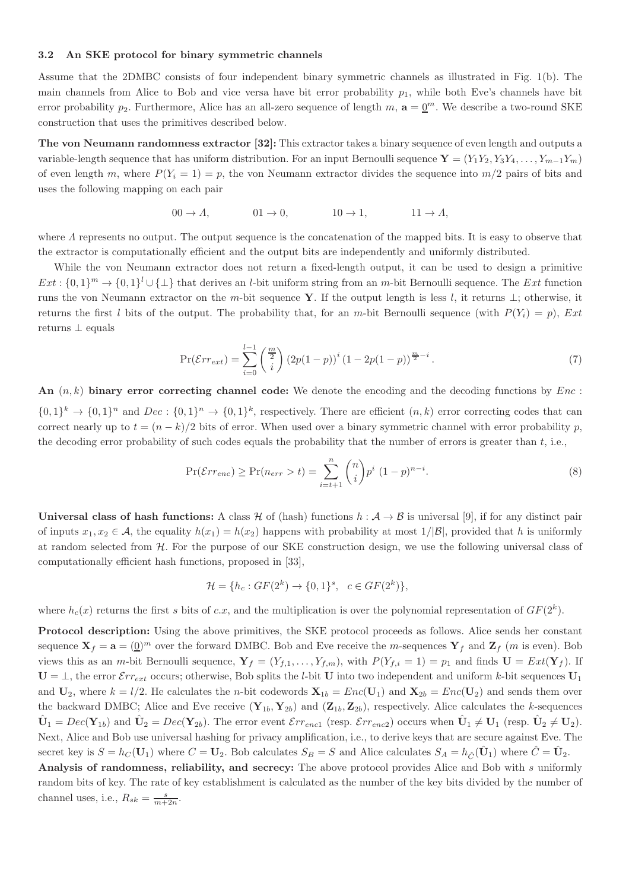### 3.2 An SKE protocol for binary symmetric channels

Assume that the 2DMBC consists of four independent binary symmetric channels as illustrated in Fig. 1(b). The main channels from Alice to Bob and vice versa have bit error probability $p_1$, while both Eve's channels have bit error probability $p_2$. Furthermore, Alice has an all-zero sequence of length $m$, $\mathbf{a} = \underline{0}^m$. We describe a two-round SKE construction that uses the primitives described below.

**The von Neumann randomness extractor [32]:** This extractor takes a binary sequence of even length and outputs a variable-length sequence that has uniform distribution. For an input Bernoulli sequence $\mathbf{Y} = (Y_1Y_2, Y_3Y_4, \ldots, Y_{m-1}Y_m)$ of even length $m$, where $P(Y_i = 1) = p$, the von Neumann extractor divides the sequence into $m/2$ pairs of bits and uses the following mapping on each pair

$$00 \rightarrow \Lambda, \qquad 01 \rightarrow 0, \qquad 10 \rightarrow 1, \qquad 11 \rightarrow \Lambda,$$

where $\Lambda$ represents no output. The output sequence is the concatenation of the mapped bits. It is easy to observe that the extractor is computationally efficient and the output bits are independently and uniformly distributed.

While the von Neumann extractor does not return a fixed-length output, it can be used to design a primitive $Ext : \{0,1\}^m \rightarrow \{0,1\}^l \cup \{\perp\}$ that derives an $l$-bit uniform string from an $m$-bit Bernoulli sequence. The $Ext$ function runs the von Neumann extractor on the $m$-bit sequence $\mathbf{Y}$. If the output length is less $l$, it returns $\perp$; otherwise, it returns the first $l$ bits of the output. The probability that, for an $m$-bit Bernoulli sequence (with $P(Y_i) = p$), $Ext$ returns $\perp$ equals

$$\Pr(\mathcal{E}rr_{ext}) = \sum_{i=0}^{l-1} \binom{\frac{m}{2}}{i} \left(2p(1-p)\right)^i \left(1 - 2p(1-p)\right)^{\frac{m}{2}-i}. \tag{7}$$

**An $(n, k)$ binary error correcting channel code:** We denote the encoding and the decoding functions by $Enc : \{0,1\}^k \rightarrow \{0,1\}^n$ and $Dec : \{0,1\}^n \rightarrow \{0,1\}^k$, respectively. There are efficient $(n, k)$ error correcting codes that can correct nearly up to $t = (n-k)/2$ bits of error. When used over a binary symmetric channel with error probability $p$, the decoding error probability of such codes equals the probability that the number of errors is greater than $t$, i.e.,

$$\Pr(\mathcal{E}rr_{enc}) \geq \Pr(n_{err} > t) = \sum_{i=t+1}^{n} \binom{n}{i} p^i \, (1-p)^{n-i}. \tag{8}$$

**Universal class of hash functions:** A class $\mathcal{H}$ of (hash) functions $h : \mathcal{A} \rightarrow \mathcal{B}$ is universal [9], if for any distinct pair of inputs $x_1, x_2 \in \mathcal{A}$, the equality $h(x_1) = h(x_2)$ happens with probability at most $1/|\mathcal{B}|$, provided that $h$ is uniformly at random selected from $\mathcal{H}$. For the purpose of our SKE construction design, we use the following universal class of computationally efficient hash functions, proposed in [33],

$$\mathcal{H} = \{h_c : GF(2^k) \rightarrow \{0,1\}^s, \quad c \in GF(2^k)\},$$

where $h_c(x)$ returns the first $s$ bits of $c.x$, and the multiplication is over the polynomial representation of $GF(2^k)$.

**Protocol description:** Using the above primitives, the SKE protocol proceeds as follows. Alice sends her constant sequence $\mathbf{X}_f = \mathbf{a} = (\underline{0})^m$ over the forward DMBC. Bob and Eve receive the $m$-sequences $\mathbf{Y}_f$ and $\mathbf{Z}_f$ ($m$ is even). Bob views this as an $m$-bit Bernoulli sequence, $\mathbf{Y}_f = (Y_{f,1}, \ldots, Y_{f,m})$, with $P(Y_{f,i} = 1) = p_1$ and finds $\mathbf{U} = Ext(\mathbf{Y}_f)$. If $\mathbf{U} = \perp$, the error $\mathcal{E}rr_{ext}$ occurs; otherwise, Bob splits the $l$-bit $\mathbf{U}$ into two independent and uniform $k$-bit sequences $\mathbf{U}_1$ and $\mathbf{U}_2$, where $k = l/2$. He calculates the $n$-bit codewords $\mathbf{X}_{1b} = Enc(\mathbf{U}_1)$ and $\mathbf{X}_{2b} = Enc(\mathbf{U}_2)$ and sends them over the backward DMBC; Alice and Eve receive $(\mathbf{Y}_{1b}, \mathbf{Y}_{2b})$ and $(\mathbf{Z}_{1b}, \mathbf{Z}_{2b})$, respectively. Alice calculates the $k$-sequences $\hat{\mathbf{U}}_1 = Dec(\mathbf{Y}_{1b})$ and $\hat{\mathbf{U}}_2 = Dec(\mathbf{Y}_{2b})$. The error event $\mathcal{E}rr_{enc1}$ (resp. $\mathcal{E}rr_{enc2}$) occurs when $\hat{\mathbf{U}}_1 \neq \mathbf{U}_1$ (resp. $\hat{\mathbf{U}}_2 \neq \mathbf{U}_2$). Next, Alice and Bob use universal hashing for privacy amplification, i.e., to derive keys that are secure against Eve. The secret key is $S = h_C(\mathbf{U}_1)$ where $C = \mathbf{U}_2$. Bob calculates $S_B = S$ and Alice calculates $S_A = h_{\hat{C}}(\hat{\mathbf{U}}_1)$ where $\hat{C} = \hat{\mathbf{U}}_2$.

**Analysis of randomness, reliability, and secrecy:** The above protocol provides Alice and Bob with $s$ uniformly random bits of key. The rate of key establishment is calculated as the number of the key bits divided by the number of channel uses, i.e., $R_{sk} = \frac{s}{m+2n}$.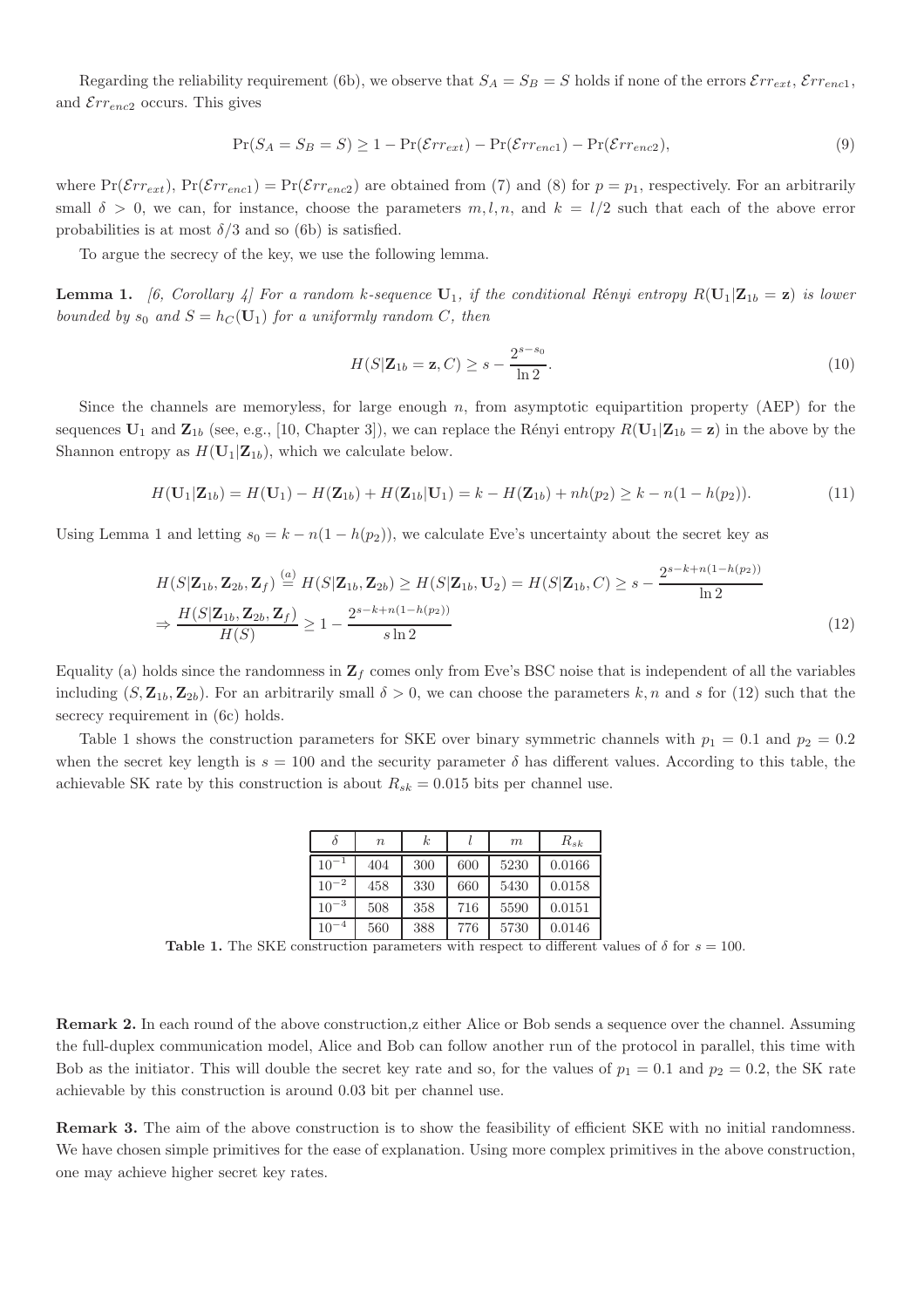Regarding the reliability requirement (6b), we observe that $S_A = S_B = S$ holds if none of the errors $\mathcal{E}rr_{ext}$, $\mathcal{E}rr_{enc1}$, and $\mathcal{E}rr_{enc2}$ occurs. This gives

$$\Pr(S_A = S_B = S) \geq 1 - \Pr(\mathcal{E}rr_{ext}) - \Pr(\mathcal{E}rr_{enc1}) - \Pr(\mathcal{E}rr_{enc2}), \tag{9}$$

where $\Pr(\mathcal{E}rr_{ext})$, $\Pr(\mathcal{E}rr_{enc1}) = \Pr(\mathcal{E}rr_{enc2})$ are obtained from (7) and (8) for $p = p_1$, respectively. For an arbitrarily small $\delta > 0$, we can, for instance, choose the parameters $m, l, n$, and $k = l/2$ such that each of the above error probabilities is at most $\delta/3$ and so (6b) is satisfied.

To argue the secrecy of the key, we use the following lemma.

**Lemma 1.** *[6, Corollary 4] For a random $k$-sequence $\mathbf{U}_1$, if the conditional Rényi entropy $R(\mathbf{U}_1|\mathbf{Z}_{1b} = \mathbf{z})$ is lower bounded by $s_0$ and $S = h_C(\mathbf{U}_1)$ for a uniformly random $C$, then*

$$H(S|\mathbf{Z}_{1b} = \mathbf{z}, C) \geq s - \frac{2^{s-s_0}}{\ln 2}. \tag{10}$$

Since the channels are memoryless, for large enough $n$, from asymptotic equipartition property (AEP) for the sequences $\mathbf{U}_1$ and $\mathbf{Z}_{1b}$ (see, e.g., [10, Chapter 3]), we can replace the Rényi entropy $R(\mathbf{U}_1|\mathbf{Z}_{1b} = \mathbf{z})$ in the above by the Shannon entropy as $H(\mathbf{U}_1|\mathbf{Z}_{1b})$, which we calculate below.

$$H(\mathbf{U}_1|\mathbf{Z}_{1b}) = H(\mathbf{U}_1) - H(\mathbf{Z}_{1b}) + H(\mathbf{Z}_{1b}|\mathbf{U}_1) = k - H(\mathbf{Z}_{1b}) + nh(p_2) \geq k - n(1 - h(p_2)). \tag{11}$$

Using Lemma 1 and letting $s_0 = k - n(1 - h(p_2))$, we calculate Eve's uncertainty about the secret key as

$$\begin{aligned}
&H(S|\mathbf{Z}_{1b}, \mathbf{Z}_{2b}, \mathbf{Z}_f) \overset{(a)}{=} H(S|\mathbf{Z}_{1b}, \mathbf{Z}_{2b}) \geq H(S|\mathbf{Z}_{1b}, \mathbf{U}_2) = H(S|\mathbf{Z}_{1b}, C) \geq s - \frac{2^{s-k+n(1-h(p_2))}}{\ln 2} \\
&\Rightarrow \frac{H(S|\mathbf{Z}_{1b}, \mathbf{Z}_{2b}, \mathbf{Z}_f)}{H(S)} \geq 1 - \frac{2^{s-k+n(1-h(p_2))}}{s \ln 2}
\end{aligned} \tag{12}$$

Equality (a) holds since the randomness in $\mathbf{Z}_f$ comes only from Eve's BSC noise that is independent of all the variables including $(S, \mathbf{Z}_{1b}, \mathbf{Z}_{2b})$. For an arbitrarily small $\delta > 0$, we can choose the parameters $k, n$ and $s$ for (12) such that the secrecy requirement in (6c) holds.

Table 1 shows the construction parameters for SKE over binary symmetric channels with $p_1 = 0.1$ and $p_2 = 0.2$ when the secret key length is $s = 100$ and the security parameter $\delta$ has different values. According to this table, the achievable SK rate by this construction is about $R_{sk} = 0.015$ bits per channel use.

| $\delta$ | $n$ | $k$ | $l$ | $m$ | $R_{sk}$ |
|---|---|---|---|---|---|
| $10^{-1}$ | 404 | 300 | 600 | 5230 | 0.0166 |
| $10^{-2}$ | 458 | 330 | 660 | 5430 | 0.0158 |
| $10^{-3}$ | 508 | 358 | 716 | 5590 | 0.0151 |
| $10^{-4}$ | 560 | 388 | 776 | 5730 | 0.0146 |

**Table 1.** The SKE construction parameters with respect to different values of $\delta$ for $s = 100$.

**Remark 2.** In each round of the above construction,z either Alice or Bob sends a sequence over the channel. Assuming the full-duplex communication model, Alice and Bob can follow another run of the protocol in parallel, this time with Bob as the initiator. This will double the secret key rate and so, for the values of $p_1 = 0.1$ and $p_2 = 0.2$, the SK rate achievable by this construction is around 0.03 bit per channel use.

**Remark 3.** The aim of the above construction is to show the feasibility of efficient SKE with no initial randomness. We have chosen simple primitives for the ease of explanation. Using more complex primitives in the above construction, one may achieve higher secret key rates.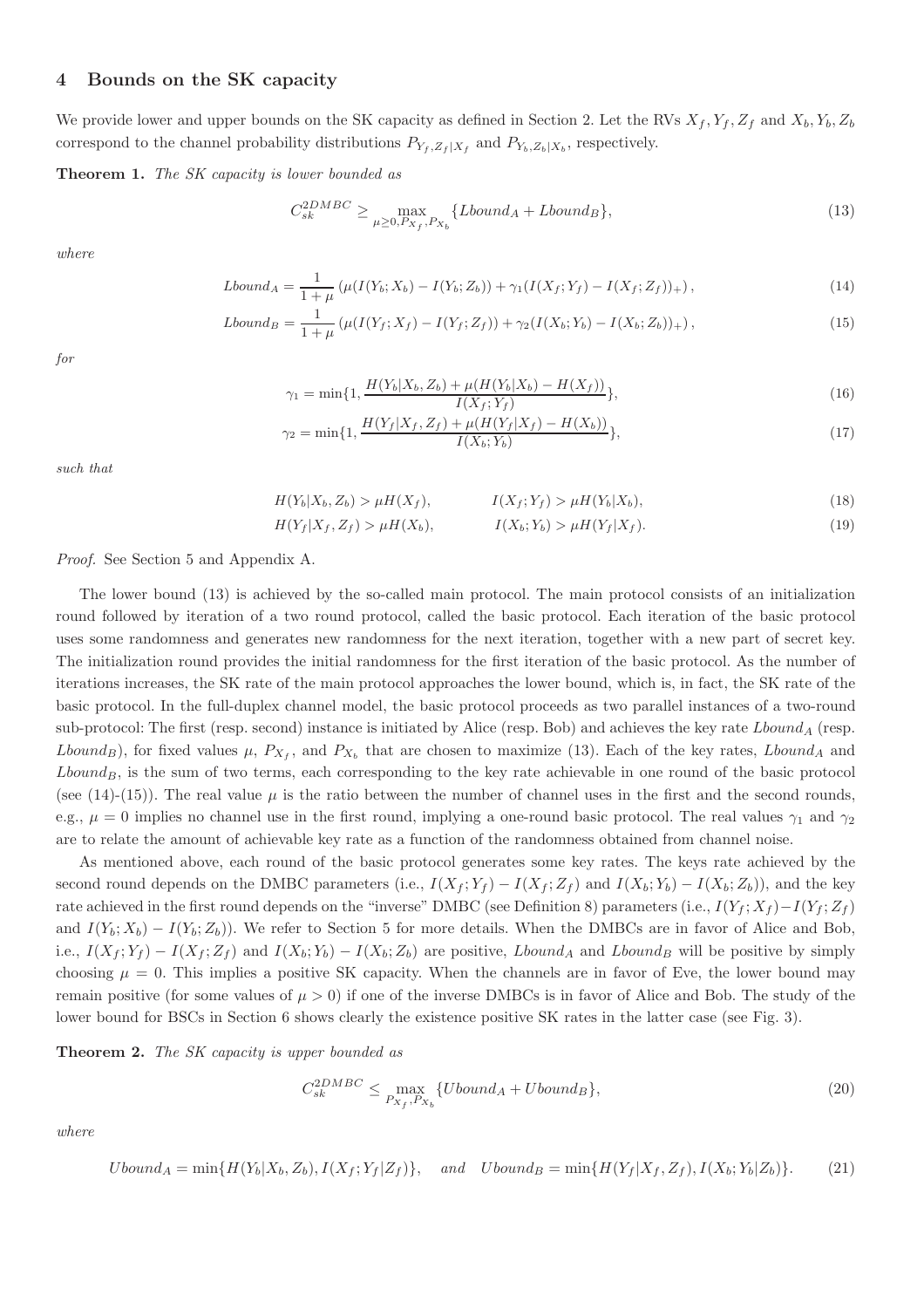## 4 Bounds on the SK capacity

We provide lower and upper bounds on the SK capacity as defined in Section 2. Let the RVs $X_f, Y_f, Z_f$ and $X_b, Y_b, Z_b$ correspond to the channel probability distributions $P_{Y_f,Z_f|X_f}$ and $P_{Y_b,Z_b|X_b}$, respectively.

**Theorem 1.** *The SK capacity is lower bounded as*

$$C_{sk}^{2DMBC} \geq \max_{\mu \geq 0, P_{X_f}, P_{X_b}} \{Lbound_A + Lbound_B\}, \tag{13}$$

*where*

$$Lbound_A = \frac{1}{1+\mu}\left(\mu(I(Y_b; X_b) - I(Y_b; Z_b)) + \gamma_1(I(X_f; Y_f) - I(X_f; Z_f))_+\right), \tag{14}$$

$$Lbound_B = \frac{1}{1+\mu}\left(\mu(I(Y_f; X_f) - I(Y_f; Z_f)) + \gamma_2(I(X_b; Y_b) - I(X_b; Z_b))_+\right), \tag{15}$$

*for*

$$\gamma_1 = \min\{1, \frac{H(Y_b|X_b, Z_b) + \mu(H(Y_b|X_b) - H(X_f))}{I(X_f; Y_f)}\}, \tag{16}$$

$$\gamma_2 = \min\{1, \frac{H(Y_f|X_f, Z_f) + \mu(H(Y_f|X_f) - H(X_b))}{I(X_b; Y_b)}\}, \tag{17}$$

*such that*

$$H(Y_b|X_b, Z_b) > \mu H(X_f), \qquad I(X_f; Y_f) > \mu H(Y_b|X_b), \tag{18}$$

$$H(Y_f|X_f, Z_f) > \mu H(X_b), \qquad I(X_b; Y_b) > \mu H(Y_f|X_f). \tag{19}$$

*Proof.* See Section 5 and Appendix A.

The lower bound (13) is achieved by the so-called main protocol. The main protocol consists of an initialization round followed by iteration of a two round protocol, called the basic protocol. Each iteration of the basic protocol uses some randomness and generates new randomness for the next iteration, together with a new part of secret key. The initialization round provides the initial randomness for the first iteration of the basic protocol. As the number of iterations increases, the SK rate of the main protocol approaches the lower bound, which is, in fact, the SK rate of the basic protocol. In the full-duplex channel model, the basic protocol proceeds as two parallel instances of a two-round sub-protocol: The first (resp. second) instance is initiated by Alice (resp. Bob) and achieves the key rate $Lbound_A$ (resp. $Lbound_B$), for fixed values $\mu$, $P_{X_f}$, and $P_{X_b}$ that are chosen to maximize (13). Each of the key rates, $Lbound_A$ and $Lbound_B$, is the sum of two terms, each corresponding to the key rate achievable in one round of the basic protocol (see (14)-(15)). The real value $\mu$ is the ratio between the number of channel uses in the first and the second rounds, e.g., $\mu = 0$ implies no channel use in the first round, implying a one-round basic protocol. The real values $\gamma_1$ and $\gamma_2$ are to relate the amount of achievable key rate as a function of the randomness obtained from channel noise.

As mentioned above, each round of the basic protocol generates some key rates. The keys rate achieved by the second round depends on the DMBC parameters (i.e., $I(X_f; Y_f) - I(X_f; Z_f)$ and $I(X_b; Y_b) - I(X_b; Z_b)$), and the key rate achieved in the first round depends on the "inverse" DMBC (see Definition 8) parameters (i.e., $I(Y_f; X_f) - I(Y_f; Z_f)$ and $I(Y_b; X_b) - I(Y_b; Z_b)$). We refer to Section 5 for more details. When the DMBCs are in favor of Alice and Bob, i.e., $I(X_f; Y_f) - I(X_f; Z_f)$ and $I(X_b; Y_b) - I(X_b; Z_b)$ are positive, $Lbound_A$ and $Lbound_B$ will be positive by simply choosing $\mu = 0$. This implies a positive SK capacity. When the channels are in favor of Eve, the lower bound may remain positive (for some values of $\mu > 0$) if one of the inverse DMBCs is in favor of Alice and Bob. The study of the lower bound for BSCs in Section 6 shows clearly the existence positive SK rates in the latter case (see Fig. 3).

**Theorem 2.** *The SK capacity is upper bounded as*

$$C_{sk}^{2DMBC} \leq \max_{P_{X_f}, P_{X_b}} \{Ubound_A + Ubound_B\}, \tag{20}$$

*where*

$$Ubound_A = \min\{H(Y_b|X_b, Z_b), I(X_f; Y_f|Z_f)\}, \quad \textit{and} \quad Ubound_B = \min\{H(Y_f|X_f, Z_f), I(X_b; Y_b|Z_b)\}. \tag{21}$$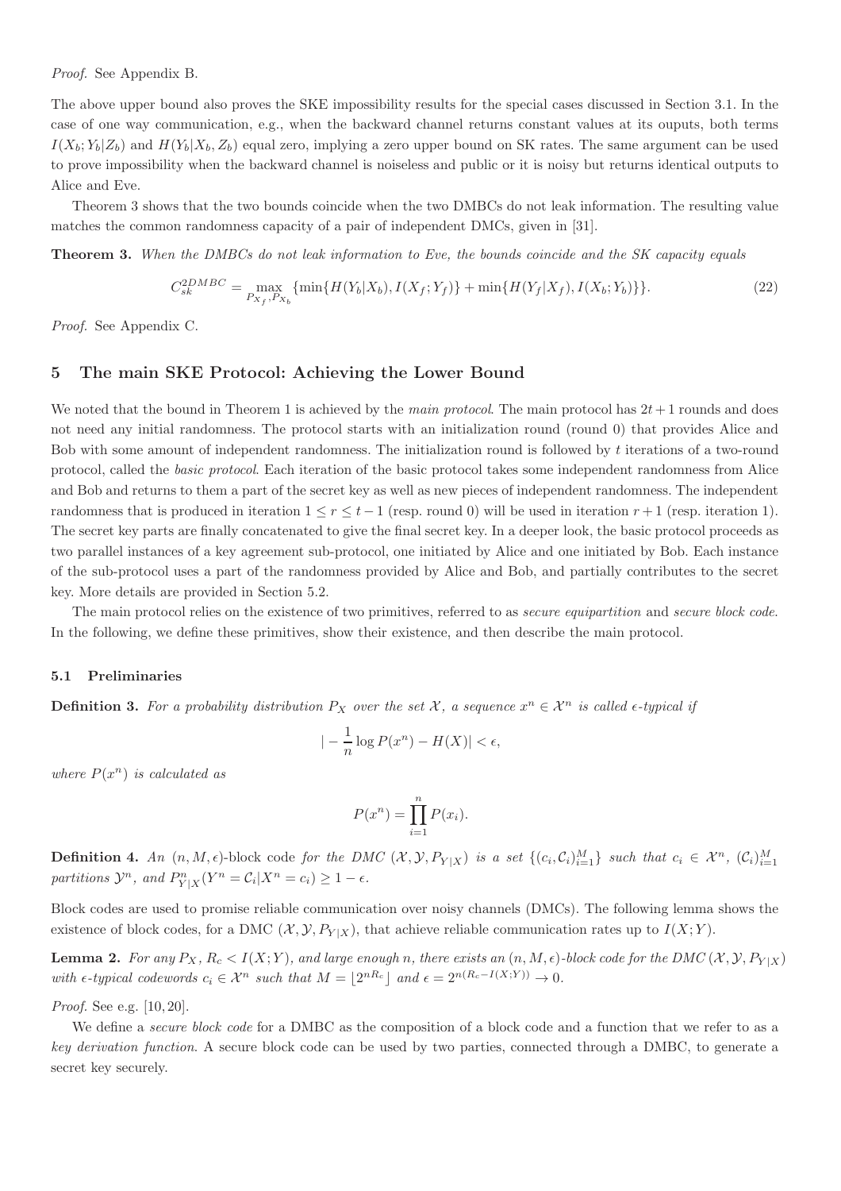*Proof.* See Appendix B.

The above upper bound also proves the SKE impossibility results for the special cases discussed in Section 3.1. In the case of one way communication, e.g., when the backward channel returns constant values at its ouputs, both terms $I(X_b; Y_b|Z_b)$ and $H(Y_b|X_b, Z_b)$ equal zero, implying a zero upper bound on SK rates. The same argument can be used to prove impossibility when the backward channel is noiseless and public or it is noisy but returns identical outputs to Alice and Eve.

Theorem 3 shows that the two bounds coincide when the two DMBCs do not leak information. The resulting value matches the common randomness capacity of a pair of independent DMCs, given in [31].

**Theorem 3.** *When the DMBCs do not leak information to Eve, the bounds coincide and the SK capacity equals*

$$C_{sk}^{2DMBC} = \max_{P_{X_f}, P_{X_b}} \{\min\{H(Y_b|X_b), I(X_f; Y_f)\} + \min\{H(Y_f|X_f), I(X_b; Y_b)\}\}. \tag{22}$$

*Proof.* See Appendix C.

## 5 The main SKE Protocol: Achieving the Lower Bound

We noted that the bound in Theorem 1 is achieved by the *main protocol*. The main protocol has $2t + 1$ rounds and does not need any initial randomness. The protocol starts with an initialization round (round 0) that provides Alice and Bob with some amount of independent randomness. The initialization round is followed by $t$ iterations of a two-round protocol, called the *basic protocol*. Each iteration of the basic protocol takes some independent randomness from Alice and Bob and returns to them a part of the secret key as well as new pieces of independent randomness. The independent randomness that is produced in iteration $1 \leq r \leq t-1$ (resp. round 0) will be used in iteration $r+1$ (resp. iteration 1). The secret key parts are finally concatenated to give the final secret key. In a deeper look, the basic protocol proceeds as two parallel instances of a key agreement sub-protocol, one initiated by Alice and one initiated by Bob. Each instance of the sub-protocol uses a part of the randomness provided by Alice and Bob, and partially contributes to the secret key. More details are provided in Section 5.2.

The main protocol relies on the existence of two primitives, referred to as *secure equipartition* and *secure block code*. In the following, we define these primitives, show their existence, and then describe the main protocol.

### 5.1 Preliminaries

**Definition 3.** *For a probability distribution $P_X$ over the set $\mathcal{X}$, a sequence $x^n \in \mathcal{X}^n$ is called $\epsilon$-typical if*

$$\left| -\frac{1}{n} \log P(x^n) - H(X) \right| < \epsilon,$$

*where $P(x^n)$ is calculated as*

$$P(x^n) = \prod_{i=1}^{n} P(x_i).$$

**Definition 4.** *An $(n, M, \epsilon)$-*block code *for the DMC $(\mathcal{X}, \mathcal{Y}, P_{Y|X})$ is a set $\{(c_i, \mathcal{C}_i)_{i=1}^M\}$ such that $c_i \in \mathcal{X}^n$, $(\mathcal{C}_i)_{i=1}^M$ partitions $\mathcal{Y}^n$, and $P_{Y|X}^n(Y^n = \mathcal{C}_i | X^n = c_i) \geq 1 - \epsilon$.*

Block codes are used to promise reliable communication over noisy channels (DMCs). The following lemma shows the existence of block codes, for a DMC $(\mathcal{X}, \mathcal{Y}, P_{Y|X})$, that achieve reliable communication rates up to $I(X; Y)$.

**Lemma 2.** *For any $P_X$, $R_c < I(X; Y)$, and large enough $n$, there exists an $(n, M, \epsilon)$-block code for the DMC $(\mathcal{X}, \mathcal{Y}, P_{Y|X})$ with $\epsilon$-typical codewords $c_i \in \mathcal{X}^n$ such that $M = \lfloor 2^{nR_c} \rfloor$ and $\epsilon = 2^{n(R_c - I(X;Y))} \to 0$.*

*Proof.* See e.g. [10, 20].

We define a *secure block code* for a DMBC as the composition of a block code and a function that we refer to as a *key derivation function*. A secure block code can be used by two parties, connected through a DMBC, to generate a secret key securely.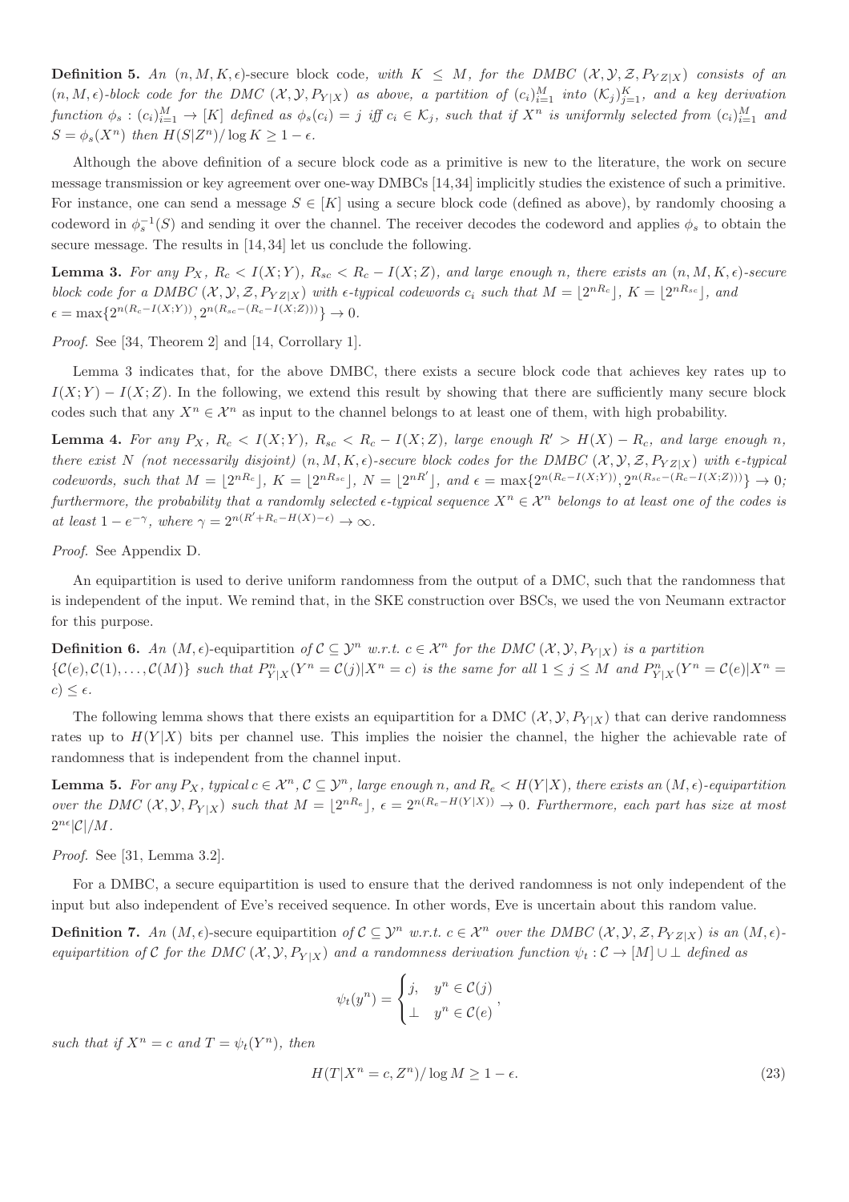**Definition 5.** *An* $(n, M, K, \epsilon)$-secure block code*, with* $K \leq M$*, for the DMBC* $(\mathcal{X}, \mathcal{Y}, \mathcal{Z}, P_{YZ|X})$ *consists of an* $(n, M, \epsilon)$*-block code for the DMC* $(\mathcal{X}, \mathcal{Y}, P_{Y|X})$ *as above, a partition of* $(c_i)_{i=1}^{M}$ *into* $(\mathcal{K}_j)_{j=1}^{K}$*, and a key derivation function* $\phi_s : (c_i)_{i=1}^{M} \to [K]$ *defined as* $\phi_s(c_i) = j$ *iff* $c_i \in \mathcal{K}_j$*, such that if* $X^n$ *is uniformly selected from* $(c_i)_{i=1}^{M}$ *and* $S = \phi_s(X^n)$ *then* $H(S|Z^n)/\log K \geq 1 - \epsilon$*.*

Although the above definition of a secure block code as a primitive is new to the literature, the work on secure message transmission or key agreement over one-way DMBCs [14,34] implicitly studies the existence of such a primitive. For instance, one can send a message $S \in [K]$ using a secure block code (defined as above), by randomly choosing a codeword in $\phi_s^{-1}(S)$ and sending it over the channel. The receiver decodes the codeword and applies $\phi_s$ to obtain the secure message. The results in [14,34] let us conclude the following.

**Lemma 3.** *For any* $P_X$*,* $R_c < I(X;Y)$*,* $R_{sc} < R_c - I(X;Z)$*, and large enough* $n$*, there exists an* $(n, M, K, \epsilon)$*-secure block code for a DMBC* $(\mathcal{X}, \mathcal{Y}, \mathcal{Z}, P_{YZ|X})$ *with* $\epsilon$*-typical codewords* $c_i$ *such that* $M = \lfloor 2^{nR_c} \rfloor$*,* $K = \lfloor 2^{nR_{sc}} \rfloor$*, and* $\epsilon = \max\{2^{n(R_c - I(X;Y))}, 2^{n(R_{sc} - (R_c - I(X;Z)))}\} \to 0$*.*

*Proof.* See [34, Theorem 2] and [14, Corollary 1].

Lemma 3 indicates that, for the above DMBC, there exists a secure block code that achieves key rates up to $I(X;Y) - I(X;Z)$. In the following, we extend this result by showing that there are sufficiently many secure block codes such that any $X^n \in \mathcal{X}^n$ as input to the channel belongs to at least one of them, with high probability.

**Lemma 4.** *For any* $P_X$*,* $R_c < I(X;Y)$*,* $R_{sc} < R_c - I(X;Z)$*, large enough* $R' > H(X) - R_c$*, and large enough* $n$*, there exist* $N$ *(not necessarily disjoint)* $(n, M, K, \epsilon)$*-secure block codes for the DMBC* $(\mathcal{X}, \mathcal{Y}, \mathcal{Z}, P_{YZ|X})$ *with* $\epsilon$*-typical codewords, such that* $M = \lfloor 2^{nR_c} \rfloor$*,* $K = \lfloor 2^{nR_{sc}} \rfloor$*,* $N = \lfloor 2^{nR'} \rfloor$*, and* $\epsilon = \max\{2^{n(R_c - I(X;Y))}, 2^{n(R_{sc} - (R_c - I(X;Z)))}\} \to 0$*; furthermore, the probability that a randomly selected* $\epsilon$*-typical sequence* $X^n \in \mathcal{X}^n$ *belongs to at least one of the codes is at least* $1 - e^{-\gamma}$*, where* $\gamma = 2^{n(R' + R_c - H(X) - \epsilon)} \to \infty$*.*

*Proof.* See Appendix D.

An equipartition is used to derive uniform randomness from the output of a DMC, such that the randomness that is independent of the input. We remind that, in the SKE construction over BSCs, we used the von Neumann extractor for this purpose.

**Definition 6.** *An* $(M, \epsilon)$-equipartition *of* $\mathcal{C} \subseteq \mathcal{Y}^n$ *w.r.t.* $c \in \mathcal{X}^n$ *for the DMC* $(\mathcal{X}, \mathcal{Y}, P_{Y|X})$ *is a partition* $\{\mathcal{C}(e), \mathcal{C}(1), \ldots, \mathcal{C}(M)\}$ *such that* $P^n_{Y|X}(Y^n = \mathcal{C}(j)|X^n = c)$ *is the same for all* $1 \leq j \leq M$ *and* $P^n_{Y|X}(Y^n = \mathcal{C}(e)|X^n = c) \leq \epsilon$*.*

The following lemma shows that there exists an equipartition for a DMC $(\mathcal{X}, \mathcal{Y}, P_{Y|X})$ that can derive randomness rates up to $H(Y|X)$ bits per channel use. This implies the noisier the channel, the higher the achievable rate of randomness that is independent from the channel input.

**Lemma 5.** *For any* $P_X$*, typical* $c \in \mathcal{X}^n$*,* $\mathcal{C} \subseteq \mathcal{Y}^n$*, large enough* $n$*, and* $R_e < H(Y|X)$*, there exists an* $(M, \epsilon)$*-equipartition over the DMC* $(\mathcal{X}, \mathcal{Y}, P_{Y|X})$ *such that* $M = \lfloor 2^{nR_e} \rfloor$*,* $\epsilon = 2^{n(R_e - H(Y|X))} \to 0$*. Furthermore, each part has size at most* $2^{n\epsilon}|\mathcal{C}|/M$*.*

*Proof.* See [31, Lemma 3.2].

For a DMBC, a secure equipartition is used to ensure that the derived randomness is not only independent of the input but also independent of Eve's received sequence. In other words, Eve is uncertain about this random value.

**Definition 7.** *An* $(M, \epsilon)$-secure equipartition *of* $\mathcal{C} \subseteq \mathcal{Y}^n$ *w.r.t.* $c \in \mathcal{X}^n$ *over the DMBC* $(\mathcal{X}, \mathcal{Y}, \mathcal{Z}, P_{YZ|X})$ *is an* $(M, \epsilon)$*-equipartition of* $\mathcal{C}$ *for the DMC* $(\mathcal{X}, \mathcal{Y}, P_{Y|X})$ *and a randomness derivation function* $\psi_t : \mathcal{C} \to [M] \cup \perp$ *defined as*

$$\psi_t(y^n) = \begin{cases} j, & y^n \in \mathcal{C}(j) \\ \perp & y^n \in \mathcal{C}(e) \end{cases},$$

*such that if* $X^n = c$ *and* $T = \psi_t(Y^n)$*, then*

$$H(T|X^n = c, Z^n)/\log M \geq 1 - \epsilon. \tag{23}$$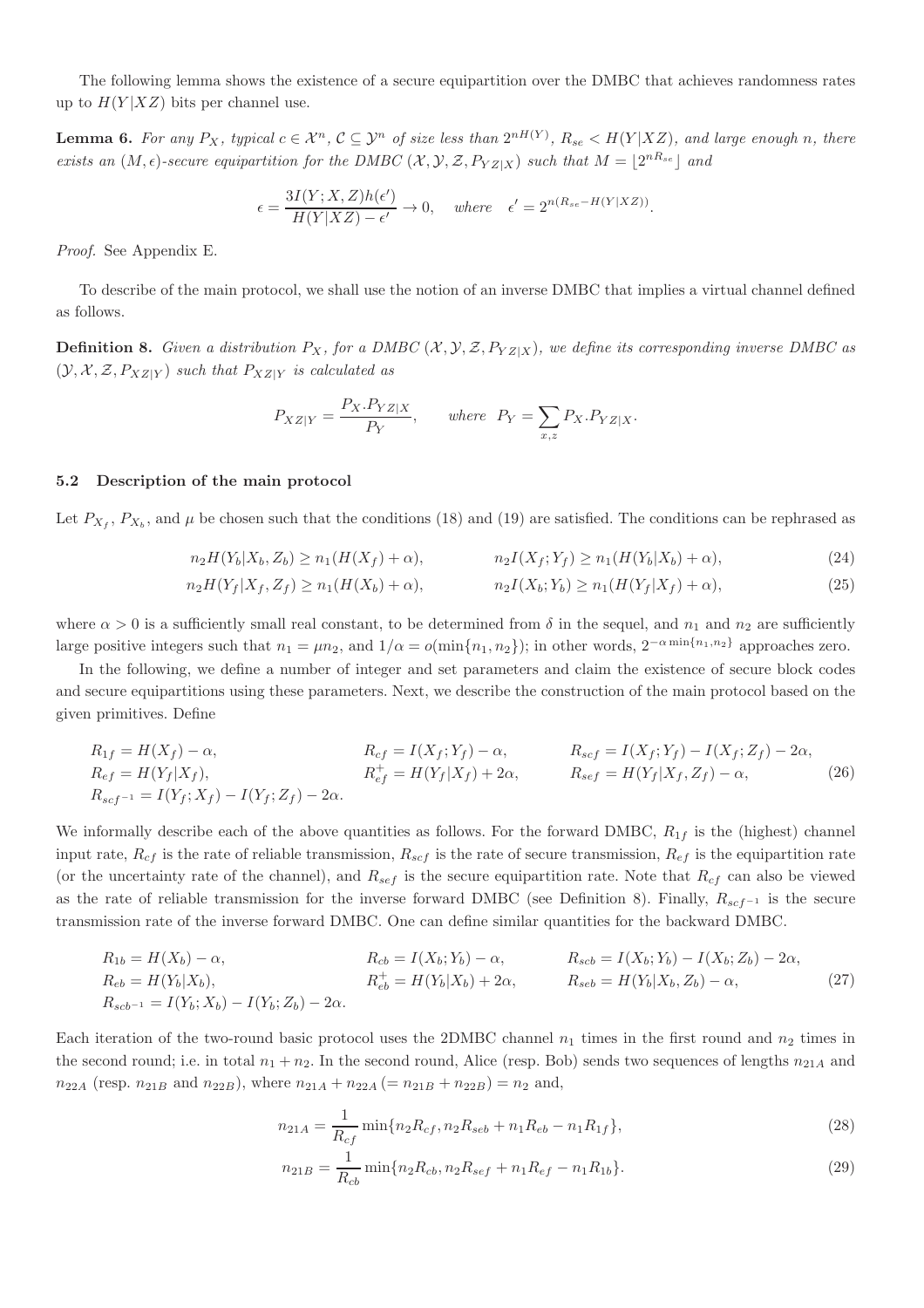The following lemma shows the existence of a secure equipartition over the DMBC that achieves randomness rates up to $H(Y|XZ)$ bits per channel use.

**Lemma 6.** *For any $P_X$, typical $c \in \mathcal{X}^n$, $\mathcal{C} \subseteq \mathcal{Y}^n$ of size less than $2^{nH(Y)}$, $R_{se} < H(Y|XZ)$, and large enough $n$, there exists an $(M, \epsilon)$-secure equipartition for the DMBC $(\mathcal{X}, \mathcal{Y}, \mathcal{Z}, P_{YZ|X})$ such that $M = \lfloor 2^{nR_{se}} \rfloor$ and*

$$\epsilon = \frac{3I(Y; X, Z)h(\epsilon')}{H(Y|XZ) - \epsilon'} \to 0, \quad \text{where} \quad \epsilon' = 2^{n(R_{se} - H(Y|XZ))}.$$

*Proof.* See Appendix E.

To describe of the main protocol, we shall use the notion of an inverse DMBC that implies a virtual channel defined as follows.

**Definition 8.** *Given a distribution $P_X$, for a DMBC $(\mathcal{X}, \mathcal{Y}, \mathcal{Z}, P_{YZ|X})$, we define its corresponding inverse DMBC as $(\mathcal{Y}, \mathcal{X}, \mathcal{Z}, P_{XZ|Y})$ such that $P_{XZ|Y}$ is calculated as*

$$P_{XZ|Y} = \frac{P_X . P_{YZ|X}}{P_Y}, \qquad \text{where} \;\; P_Y = \sum_{x,z} P_X . P_{YZ|X}.$$

### 5.2 Description of the main protocol

Let $P_{X_f}$, $P_{X_b}$, and $\mu$ be chosen such that the conditions (18) and (19) are satisfied. The conditions can be rephrased as

$$n_2 H(Y_b|X_b, Z_b) \geq n_1(H(X_f) + \alpha), \qquad n_2 I(X_f; Y_f) \geq n_1(H(Y_b|X_b) + \alpha), \tag{24}$$

$$n_2 H(Y_f|X_f, Z_f) \geq n_1(H(X_b) + \alpha), \qquad n_2 I(X_b; Y_b) \geq n_1(H(Y_f|X_f) + \alpha), \tag{25}$$

where $\alpha > 0$ is a sufficiently small real constant, to be determined from $\delta$ in the sequel, and $n_1$ and $n_2$ are sufficiently large positive integers such that $n_1 = \mu n_2$, and $1/\alpha = o(\min\{n_1, n_2\})$; in other words, $2^{-\alpha \min\{n_1, n_2\}}$ approaches zero.

In the following, we define a number of integer and set parameters and claim the existence of secure block codes and secure equipartitions using these parameters. Next, we describe the construction of the main protocol based on the given primitives. Define

$$\begin{array}{lll} R_{1f} = H(X_f) - \alpha, & R_{cf} = I(X_f; Y_f) - \alpha, & R_{scf} = I(X_f; Y_f) - I(X_f; Z_f) - 2\alpha, \\ R_{ef} = H(Y_f|X_f), & R_{ef}^+ = H(Y_f|X_f) + 2\alpha, & R_{sef} = H(Y_f|X_f, Z_f) - \alpha, \\ R_{scf^{-1}} = I(Y_f; X_f) - I(Y_f; Z_f) - 2\alpha. & & \end{array} \tag{26}$$

We informally describe each of the above quantities as follows. For the forward DMBC, $R_{1f}$ is the (highest) channel input rate, $R_{cf}$ is the rate of reliable transmission, $R_{scf}$ is the rate of secure transmission, $R_{ef}$ is the equipartition rate (or the uncertainty rate of the channel), and $R_{sef}$ is the secure equipartition rate. Note that $R_{cf}$ can also be viewed as the rate of reliable transmission for the inverse forward DMBC (see Definition 8). Finally, $R_{scf^{-1}}$ is the secure transmission rate of the inverse forward DMBC. One can define similar quantities for the backward DMBC.

$$\begin{array}{lll} R_{1b} = H(X_b) - \alpha, & R_{cb} = I(X_b; Y_b) - \alpha, & R_{scb} = I(X_b; Y_b) - I(X_b; Z_b) - 2\alpha, \\ R_{eb} = H(Y_b|X_b), & R_{eb}^+ = H(Y_b|X_b) + 2\alpha, & R_{seb} = H(Y_b|X_b, Z_b) - \alpha, \\ R_{scb^{-1}} = I(Y_b; X_b) - I(Y_b; Z_b) - 2\alpha. & & \end{array} \tag{27}$$

Each iteration of the two-round basic protocol uses the 2DMBC channel $n_1$ times in the first round and $n_2$ times in the second round; i.e. in total $n_1 + n_2$. In the second round, Alice (resp. Bob) sends two sequences of lengths $n_{21A}$ and $n_{22A}$ (resp. $n_{21B}$ and $n_{22B}$), where $n_{21A} + n_{22A} (= n_{21B} + n_{22B}) = n_2$ and,

$$n_{21A} = \frac{1}{R_{cf}} \min\{n_2 R_{cf}, n_2 R_{seb} + n_1 R_{eb} - n_1 R_{1f}\}, \tag{28}$$

$$n_{21B} = \frac{1}{R_{cb}} \min\{n_2 R_{cb}, n_2 R_{sef} + n_1 R_{ef} - n_1 R_{1b}\}. \tag{29}$$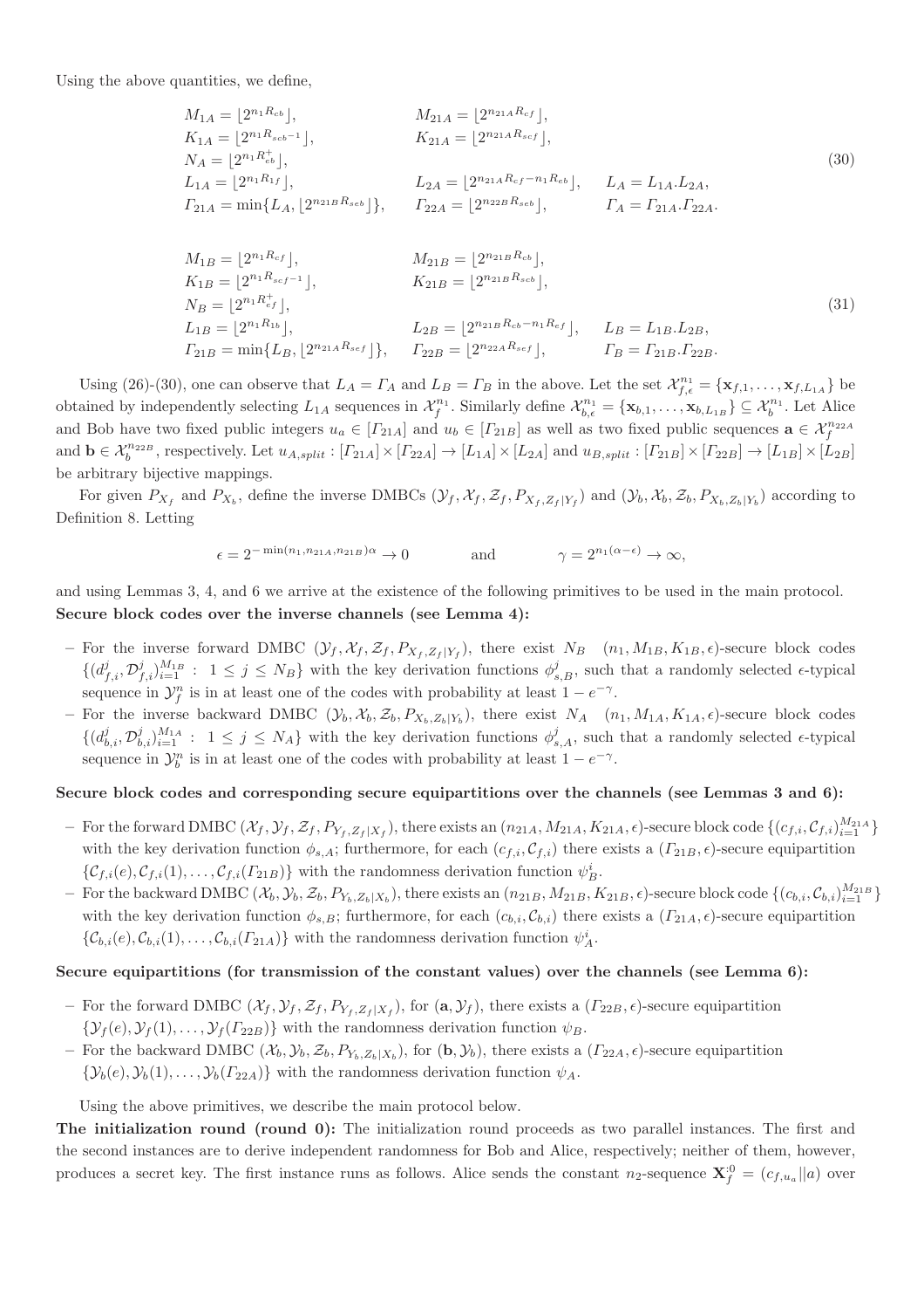Using the above quantities, we define,

$$
\begin{array}{lll}
M_{1A} = \lfloor 2^{n_1 R_{cb}} \rfloor, & M_{21A} = \lfloor 2^{n_{21A} R_{cf}} \rfloor, & \\
K_{1A} = \lfloor 2^{n_1 R_{scb^{-1}}} \rfloor, & K_{21A} = \lfloor 2^{n_{21A} R_{scf}} \rfloor, & \\
N_A = \lfloor 2^{n_1 R^+_{eb}} \rfloor, & & \\
L_{1A} = \lfloor 2^{n_1 R_{1f}} \rfloor, & L_{2A} = \lfloor 2^{n_{21A} R_{cf} - n_1 R_{cb}} \rfloor, & L_A = L_{1A}.L_{2A}, \\
\Gamma_{21A} = \min\{L_A, \lfloor 2^{n_{21B} R_{seb}} \rfloor\}, & \Gamma_{22A} = \lfloor 2^{n_{22B} R_{scb}} \rfloor, & \Gamma_A = \Gamma_{21A}.\Gamma_{22A}.
\end{array}
\tag{30}
$$

$$
\begin{array}{lll}
M_{1B} = \lfloor 2^{n_1 R_{cf}} \rfloor, & M_{21B} = \lfloor 2^{n_{21B} R_{cb}} \rfloor, & \\
K_{1B} = \lfloor 2^{n_1 R_{scf^{-1}}} \rfloor, & K_{21B} = \lfloor 2^{n_{21B} R_{scb}} \rfloor, & \\
N_B = \lfloor 2^{n_1 R^+_{ef}} \rfloor, & & \\
L_{1B} = \lfloor 2^{n_1 R_{1b}} \rfloor, & L_{2B} = \lfloor 2^{n_{21B} R_{cb} - n_1 R_{ef}} \rfloor, & L_B = L_{1B}.L_{2B}, \\
\Gamma_{21B} = \min\{L_B, \lfloor 2^{n_{21A} R_{sef}} \rfloor\}, & \Gamma_{22B} = \lfloor 2^{n_{22A} R_{sef}} \rfloor, & \Gamma_B = \Gamma_{21B}.\Gamma_{22B}.
\end{array}
\tag{31}
$$

Using (26)-(30), one can observe that $L_A = \Gamma_A$ and $L_B = \Gamma_B$ in the above. Let the set $\mathcal{X}^{n_1}_{f,\epsilon} = \{\mathbf{x}_{f,1}, \dots, \mathbf{x}_{f,L_{1A}}\}$ be obtained by independently selecting $L_{1A}$ sequences in $\mathcal{X}^{n_1}_f$. Similarly define $\mathcal{X}^{n_1}_{b,\epsilon} = \{\mathbf{x}_{b,1}, \dots, \mathbf{x}_{b,L_{1B}}\} \subseteq \mathcal{X}^{n_1}_b$. Let Alice and Bob have two fixed public integers $u_a \in [\Gamma_{21A}]$ and $u_b \in [\Gamma_{21B}]$ as well as two fixed public sequences $\mathbf{a} \in \mathcal{X}^{n_{22A}}_f$ and $\mathbf{b} \in \mathcal{X}^{n_{22B}}_b$, respectively. Let $u_{A,split} : [\Gamma_{21A}] \times [\Gamma_{22A}] \to [L_{1A}] \times [L_{2A}]$ and $u_{B,split} : [\Gamma_{21B}] \times [\Gamma_{22B}] \to [L_{1B}] \times [L_{2B}]$ be arbitrary bijective mappings.

For given $P_{X_f}$ and $P_{X_b}$, define the inverse DMBCs $(\mathcal{Y}_f, \mathcal{X}_f, \mathcal{Z}_f, P_{X_f, Z_f|Y_f})$ and $(\mathcal{Y}_b, \mathcal{X}_b, \mathcal{Z}_b, P_{X_b, Z_b|Y_b})$ according to Definition 8. Letting

$$
\epsilon = 2^{-\min(n_1, n_{21A}, n_{21B})\alpha} \to 0 \qquad \text{and} \qquad \gamma = 2^{n_1(\alpha - \epsilon)} \to \infty,
$$

and using Lemmas 3, 4, and 6 we arrive at the existence of the following primitives to be used in the main protocol.

**Secure block codes over the inverse channels (see Lemma 4):**

- For the inverse forward DMBC $(\mathcal{Y}_f, \mathcal{X}_f, \mathcal{Z}_f, P_{X_f, Z_f|Y_f})$, there exist $N_B$ $(n_1, M_{1B}, K_{1B}, \epsilon)$-secure block codes $\{(d^j_{f,i}, \mathcal{D}^j_{f,i})^{M_{1B}}_{i=1} : 1 \leq j \leq N_B\}$ with the key derivation functions $\phi^j_{s,B}$, such that a randomly selected $\epsilon$-typical sequence in $\mathcal{Y}^n_f$ is in at least one of the codes with probability at least $1 - e^{-\gamma}$.
- For the inverse backward DMBC $(\mathcal{Y}_b, \mathcal{X}_b, \mathcal{Z}_b, P_{X_b, Z_b|Y_b})$, there exist $N_A$ $(n_1, M_{1A}, K_{1A}, \epsilon)$-secure block codes $\{(d^j_{b,i}, \mathcal{D}^j_{b,i})^{M_{1A}}_{i=1} : 1 \leq j \leq N_A\}$ with the key derivation functions $\phi^j_{s,A}$, such that a randomly selected $\epsilon$-typical sequence in $\mathcal{Y}^n_b$ is in at least one of the codes with probability at least $1 - e^{-\gamma}$.

**Secure block codes and corresponding secure equipartitions over the channels (see Lemmas 3 and 6):**

- For the forward DMBC $(\mathcal{X}_f, \mathcal{Y}_f, \mathcal{Z}_f, P_{Y_f, Z_f|X_f})$, there exists an $(n_{21A}, M_{21A}, K_{21A}, \epsilon)$-secure block code $\{(c_{f,i}, \mathcal{C}_{f,i})^{M_{21A}}_{i=1}\}$ with the key derivation function $\phi_{s,A}$; furthermore, for each $(c_{f,i}, \mathcal{C}_{f,i})$ there exists a $(\Gamma_{21B}, \epsilon)$-secure equipartition $\{\mathcal{C}_{f,i}(e), \mathcal{C}_{f,i}(1), \dots, \mathcal{C}_{f,i}(\Gamma_{21B})\}$ with the randomness derivation function $\psi^i_B$.
- For the backward DMBC $(\mathcal{X}_b, \mathcal{Y}_b, \mathcal{Z}_b, P_{Y_b, Z_b|X_b})$, there exists an $(n_{21B}, M_{21B}, K_{21B}, \epsilon)$-secure block code $\{(c_{b,i}, \mathcal{C}_{b,i})^{M_{21B}}_{i=1}\}$ with the key derivation function $\phi_{s,B}$; furthermore, for each $(c_{b,i}, \mathcal{C}_{b,i})$ there exists a $(\Gamma_{21A}, \epsilon)$-secure equipartition $\{\mathcal{C}_{b,i}(e), \mathcal{C}_{b,i}(1), \dots, \mathcal{C}_{b,i}(\Gamma_{21A})\}$ with the randomness derivation function $\psi^i_A$.

**Secure equipartitions (for transmission of the constant values) over the channels (see Lemma 6):**

- For the forward DMBC $(\mathcal{X}_f, \mathcal{Y}_f, \mathcal{Z}_f, P_{Y_f, Z_f|X_f})$, for $(\mathbf{a}, \mathcal{Y}_f)$, there exists a $(\Gamma_{22B}, \epsilon)$-secure equipartition $\{\mathcal{Y}_f(e), \mathcal{Y}_f(1), \dots, \mathcal{Y}_f(\Gamma_{22B})\}$ with the randomness derivation function $\psi_B$.
- For the backward DMBC $(\mathcal{X}_b, \mathcal{Y}_b, \mathcal{Z}_b, P_{Y_b, Z_b|X_b})$, for $(\mathbf{b}, \mathcal{Y}_b)$, there exists a $(\Gamma_{22A}, \epsilon)$-secure equipartition $\{\mathcal{Y}_b(e), \mathcal{Y}_b(1), \dots, \mathcal{Y}_b(\Gamma_{22A})\}$ with the randomness derivation function $\psi_A$.

Using the above primitives, we describe the main protocol below.

**The initialization round (round 0):** The initialization round proceeds as two parallel instances. The first and the second instances are to derive independent randomness for Bob and Alice, respectively; neither of them, however, produces a secret key. The first instance runs as follows. Alice sends the constant $n_2$-sequence $\mathbf{X}^{:0}_f = (c_{f,u_a} || a)$ over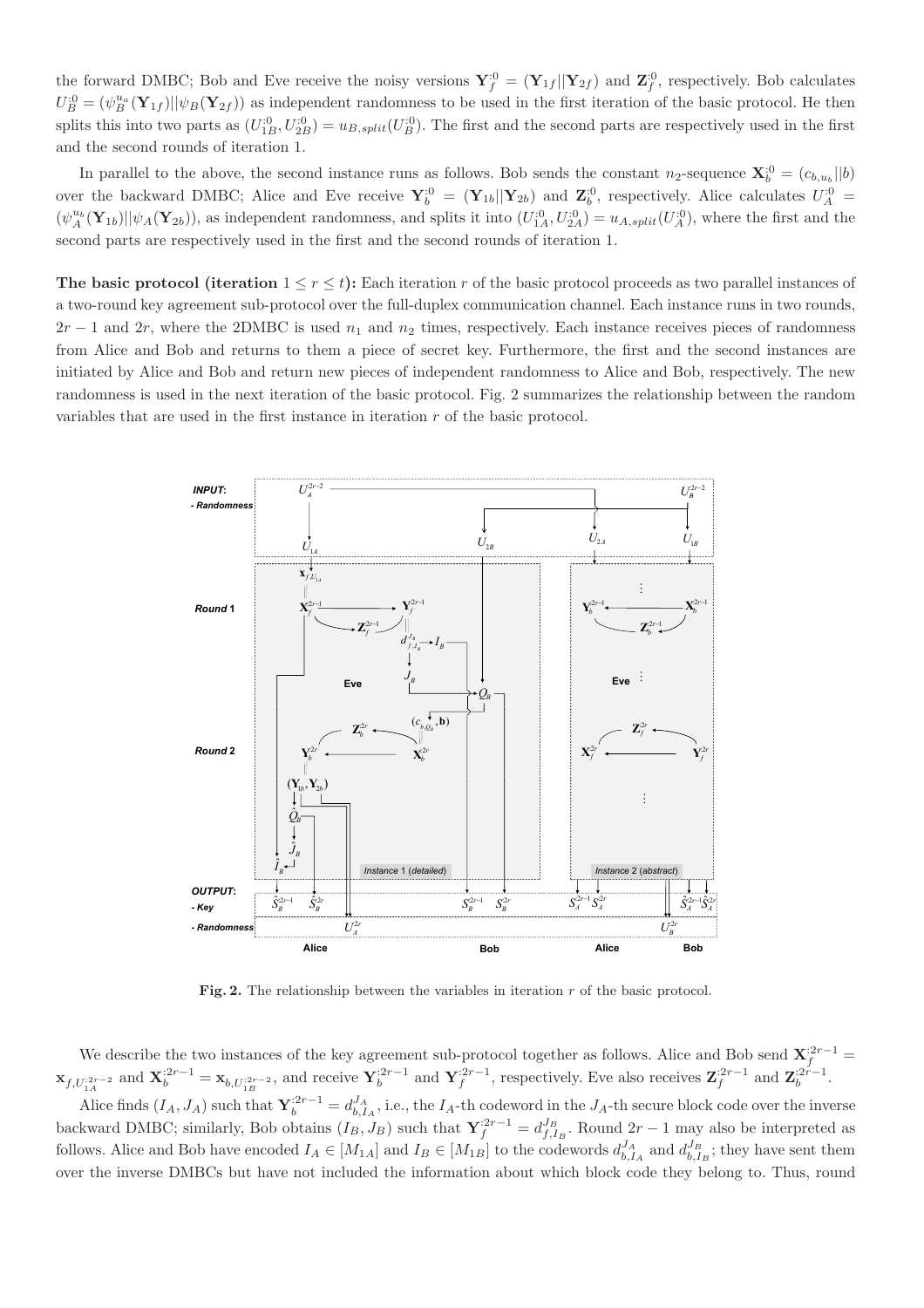the forward DMBC; Bob and Eve receive the noisy versions $\mathbf{Y}_f^{:0} = (\mathbf{Y}_{1f}||\mathbf{Y}_{2f})$ and $\mathbf{Z}_f^{:0}$, respectively. Bob calculates $U_B^{:0} = (\psi_B^{u_a}(\mathbf{Y}_{1f})||\psi_B(\mathbf{Y}_{2f}))$ as independent randomness to be used in the first iteration of the basic protocol. He then splits this into two parts as $(U_{1B}^{:0}, U_{2B}^{:0}) = u_{B,split}(U_B^{:0})$. The first and the second parts are respectively used in the first and the second rounds of iteration 1.

In parallel to the above, the second instance runs as follows. Bob sends the constant $n_2$-sequence $\mathbf{X}_b^{:0} = (c_{b,u_b}||b)$ over the backward DMBC; Alice and Eve receive $\mathbf{Y}_b^{:0} = (\mathbf{Y}_{1b}||\mathbf{Y}_{2b})$ and $\mathbf{Z}_b^{:0}$, respectively. Alice calculates $U_A^{:0} = (\psi_A^{u_b}(\mathbf{Y}_{1b})||\psi_A(\mathbf{Y}_{2b}))$, as independent randomness, and splits it into $(U_{1A}^{:0}, U_{2A}^{:0}) = u_{A,split}(U_A^{:0})$, where the first and the second parts are respectively used in the first and the second rounds of iteration 1.

**The basic protocol (iteration $1 \le r \le t$):** Each iteration $r$ of the basic protocol proceeds as two parallel instances of a two-round key agreement sub-protocol over the full-duplex communication channel. Each instance runs in two rounds, $2r-1$ and $2r$, where the 2DMBC is used $n_1$ and $n_2$ times, respectively. Each instance receives pieces of randomness from Alice and Bob and returns to them a piece of secret key. Furthermore, the first and the second instances are initiated by Alice and Bob and return new pieces of independent randomness to Alice and Bob, respectively. The new randomness is used in the next iteration of the basic protocol. Fig. 2 summarizes the relationship between the random variables that are used in the first instance in iteration $r$ of the basic protocol.

**Fig. 2.** The relationship between the variables in iteration $r$ of the basic protocol.

We describe the two instances of the key agreement sub-protocol together as follows. Alice and Bob send $\mathbf{X}_f^{:2r-1} = \mathbf{x}_{f,U_{1A}^{:2r-2}}$ and $\mathbf{X}_b^{:2r-1} = \mathbf{x}_{b,U_{1B}^{:2r-2}}$, and receive $\mathbf{Y}_b^{:2r-1}$ and $\mathbf{Y}_f^{:2r-1}$, respectively. Eve also receives $\mathbf{Z}_f^{:2r-1}$ and $\mathbf{Z}_b^{:2r-1}$.

Alice finds $(I_A, J_A)$ such that $\mathbf{Y}_b^{:2r-1} = d_{b,I_A}^{J_A}$, i.e., the $I_A$-th codeword in the $J_A$-th secure block code over the inverse backward DMBC; similarly, Bob obtains $(I_B, J_B)$ such that $\mathbf{Y}_f^{:2r-1} = d_{f,I_B}^{J_B}$. Round $2r-1$ may also be interpreted as follows. Alice and Bob have encoded $I_A \in [M_{1A}]$ and $I_B \in [M_{1B}]$ to the codewords $d_{b,I_A}^{J_A}$ and $d_{f,I_B}^{J_B}$; they have sent them over the inverse DMBCs but have not included the information about which block code they belong to. Thus, round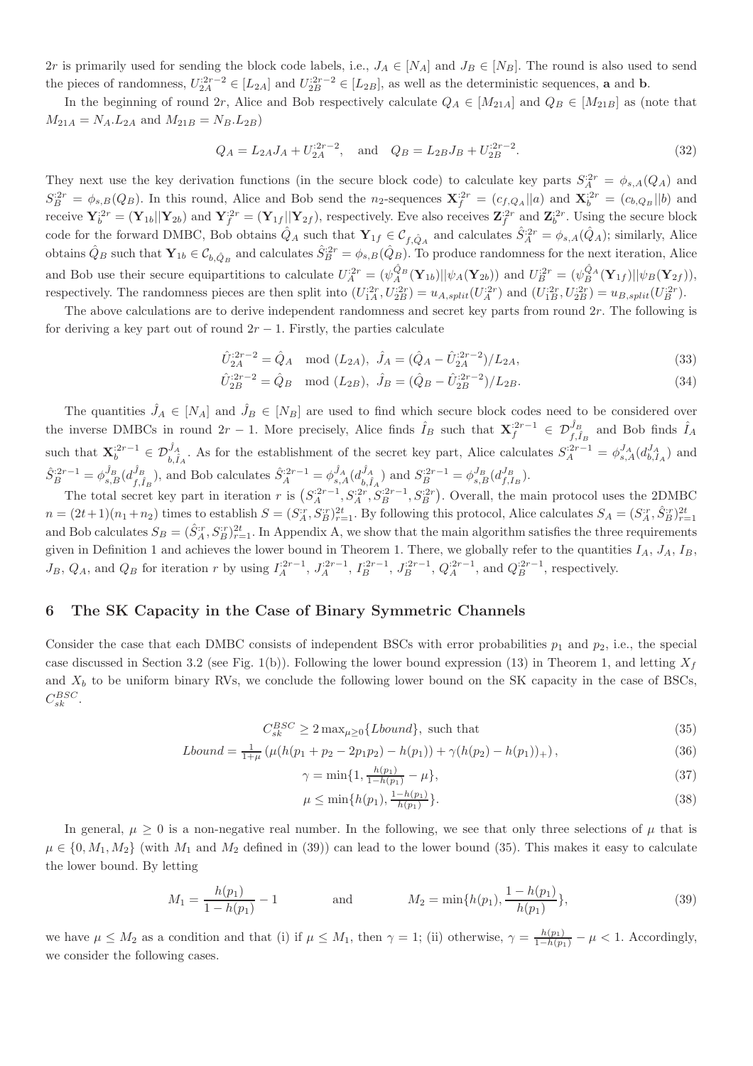$2r$ is primarily used for sending the block code labels, i.e., $J_A \in [N_A]$ and $J_B \in [N_B]$. The round is also used to send the pieces of randomness, $U_{2A}^{:2r-2} \in [L_{2A}]$ and $U_{2B}^{:2r-2} \in [L_{2B}]$, as well as the deterministic sequences, $\mathbf{a}$ and $\mathbf{b}$.

In the beginning of round $2r$, Alice and Bob respectively calculate $Q_A \in [M_{21A}]$ and $Q_B \in [M_{21B}]$ as (note that $M_{21A} = N_A.L_{2A}$ and $M_{21B} = N_B.L_{2B}$)

$$Q_A = L_{2A}J_A + U_{2A}^{:2r-2}, \quad \text{and} \quad Q_B = L_{2B}J_B + U_{2B}^{:2r-2}. \tag{32}$$

They next use the key derivation functions (in the secure block code) to calculate key parts $S_A^{:2r} = \phi_{s,A}(Q_A)$ and $S_B^{:2r} = \phi_{s,B}(Q_B)$. In this round, Alice and Bob send the $n_2$-sequences $\mathbf{X}_f^{:2r} = (c_{f,Q_A}||a)$ and $\mathbf{X}_b^{:2r} = (c_{b,Q_B}||b)$ and receive $\mathbf{Y}_b^{:2r} = (\mathbf{Y}_{1b}||\mathbf{Y}_{2b})$ and $\mathbf{Y}_f^{:2r} = (\mathbf{Y}_{1f}||\mathbf{Y}_{2f})$, respectively. Eve also receives $\mathbf{Z}_f^{:2r}$ and $\mathbf{Z}_b^{:2r}$. Using the secure block code for the forward DMBC, Bob obtains $\hat{Q}_A$ such that $\mathbf{Y}_{1f} \in \mathcal{C}_{f,\hat{Q}_A}$ and calculates $\hat{S}_A^{:2r} = \phi_{s,A}(\hat{Q}_A)$; similarly, Alice obtains $\hat{Q}_B$ such that $\mathbf{Y}_{1b} \in \mathcal{C}_{b,\hat{Q}_B}$ and calculates $\hat{S}_B^{:2r} = \phi_{s,B}(\hat{Q}_B)$. To produce randomness for the next iteration, Alice and Bob use their secure equipartitions to calculate $U_A^{:2r} = (\psi_A^{\hat{Q}_B}(\mathbf{Y}_{1b})||\psi_A(\mathbf{Y}_{2b}))$ and $U_B^{:2r} = (\psi_B^{\hat{Q}_A}(\mathbf{Y}_{1f})||\psi_B(\mathbf{Y}_{2f}))$, respectively. The randomness pieces are then split into $(U_{1A}^{:2r}, U_{2B}^{:2r}) = u_{A,split}(U_A^{:2r})$ and $(U_{1B}^{:2r}, U_{2B}^{:2r}) = u_{B,split}(U_B^{:2r})$.

The above calculations are to derive independent randomness and secret key parts from round $2r$. The following is for deriving a key part out of round $2r-1$. Firstly, the parties calculate

$$\hat{U}_{2A}^{:2r-2} = \hat{Q}_A \mod (L_{2A}), \;\; \hat{J}_A = (\hat{Q}_A - \hat{U}_{2A}^{:2r-2})/L_{2A}, \tag{33}$$

$$\hat{U}_{2B}^{:2r-2} = \hat{Q}_B \mod (L_{2B}), \;\; \hat{J}_B = (\hat{Q}_B - \hat{U}_{2B}^{:2r-2})/L_{2B}. \tag{34}$$

The quantities $\hat{J}_A \in [N_A]$ and $\hat{J}_B \in [N_B]$ are used to find which secure block codes need to be considered over the inverse DMBCs in round $2r-1$. More precisely, Alice finds $\hat{I}_B$ such that $\mathbf{X}_f^{:2r-1} \in \mathcal{D}_{f,\hat{I}_B}^{\hat{J}_B}$ and Bob finds $\hat{I}_A$ such that $\mathbf{X}_b^{:2r-1} \in \mathcal{D}_{b,\hat{I}_A}^{\hat{J}_A}$. As for the establishment of the secret key part, Alice calculates $S_A^{:2r-1} = \phi_{s,A}^{J_A}(d_{b,I_A}^{J_A})$ and $\hat{S}_B^{:2r-1} = \phi_{s,B}^{\hat{J}_B}(d_{f,\hat{I}_B}^{\hat{J}_B})$, and Bob calculates $\hat{S}_A^{:2r-1} = \phi_{s,A}^{\hat{J}_A}(d_{b,\hat{I}_A}^{\hat{J}_A})$ and $S_B^{:2r-1} = \phi_{s,B}^{J_B}(d_{f,I_B}^{J_B})$.

The total secret key part in iteration $r$ is $\left(S_A^{:2r-1}, S_A^{:2r}, S_B^{:2r-1}, S_B^{:2r}\right)$. Overall, the main protocol uses the 2DMBC $n = (2t+1)(n_1+n_2)$ times to establish $S = (S_A^{:r}, S_B^{:r})_{r=1}^{2t}$. By following this protocol, Alice calculates $S_A = (S_A^{:r}, \hat{S}_B^{:r})_{r=1}^{2t}$ and Bob calculates $S_B = (\hat{S}_A^{:r}, S_B^{:r})_{r=1}^{2t}$. In Appendix A, we show that the main algorithm satisfies the three requirements given in Definition 1 and achieves the lower bound in Theorem 1. There, we globally refer to the quantities $I_A$, $J_A$, $I_B$, $J_B$, $Q_A$, and $Q_B$ for iteration $r$ by using $I_A^{:2r-1}$, $J_A^{:2r-1}$, $I_B^{:2r-1}$, $J_B^{:2r-1}$, $Q_A^{:2r-1}$, and $Q_B^{:2r-1}$, respectively.

## 6 The SK Capacity in the Case of Binary Symmetric Channels

Consider the case that each DMBC consists of independent BSCs with error probabilities $p_1$ and $p_2$, i.e., the special case discussed in Section 3.2 (see Fig. 1(b)). Following the lower bound expression (13) in Theorem 1, and letting $X_f$ and $X_b$ to be uniform binary RVs, we conclude the following lower bound on the SK capacity in the case of BSCs, $C_{sk}^{BSC}$.

$$C_{sk}^{BSC} \geq 2\max\nolimits_{\mu \geq 0}\{Lbound\}, \text{ such that} \tag{35}$$

$$Lbound = \tfrac{1}{1+\mu}\left(\mu(h(p_1+p_2-2p_1p_2) - h(p_1)) + \gamma(h(p_2) - h(p_1))_+\right), \tag{36}$$

$$\gamma = \min\{1, \tfrac{h(p_1)}{1-h(p_1)} - \mu\}, \tag{37}$$

$$\mu \leq \min\{h(p_1), \tfrac{1-h(p_1)}{h(p_1)}\}. \tag{38}$$

In general, $\mu \geq 0$ is a non-negative real number. In the following, we see that only three selections of $\mu$ that is $\mu \in \{0, M_1, M_2\}$ (with $M_1$ and $M_2$ defined in (39)) can lead to the lower bound (35). This makes it easy to calculate the lower bound. By letting

$$M_1 = \frac{h(p_1)}{1-h(p_1)} - 1 \qquad \text{and} \qquad M_2 = \min\{h(p_1), \frac{1-h(p_1)}{h(p_1)}\}, \tag{39}$$

we have $\mu \leq M_2$ as a condition and that (i) if $\mu \leq M_1$, then $\gamma = 1$; (ii) otherwise, $\gamma = \frac{h(p_1)}{1-h(p_1)} - \mu < 1$. Accordingly, we consider the following cases.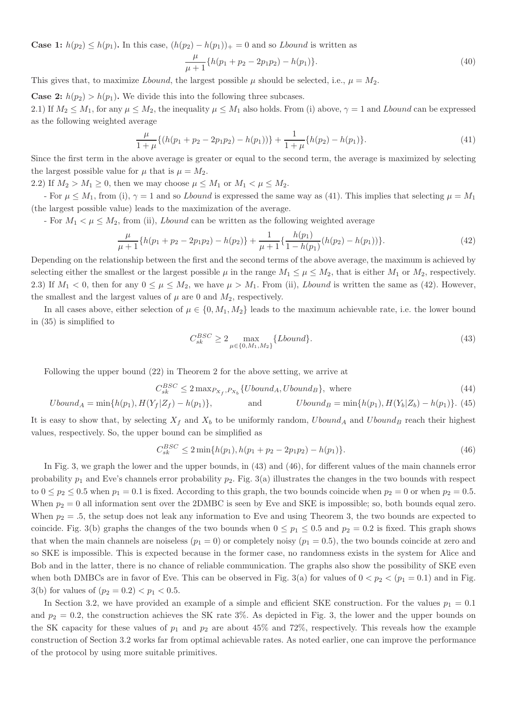**Case 1:** $h(p_2) \le h(p_1)$**.** In this case, $(h(p_2) - h(p_1))_+ = 0$ and so *Lbound* is written as

$$\frac{\mu}{\mu+1}\{h(p_1 + p_2 - 2p_1p_2) - h(p_1)\}. \tag{40}$$

This gives that, to maximize *Lbound*, the largest possible $\mu$ should be selected, i.e., $\mu = M_2$.

**Case 2:** $h(p_2) > h(p_1)$**.** We divide this into the following three subcases.

2.1) If $M_2 \le M_1$, for any $\mu \le M_2$, the inequality $\mu \le M_1$ also holds. From (i) above, $\gamma = 1$ and *Lbound* can be expressed as the following weighted average

$$\frac{\mu}{1+\mu}\{(h(p_1 + p_2 - 2p_1p_2) - h(p_1))\} + \frac{1}{1+\mu}\{h(p_2) - h(p_1)\}. \tag{41}$$

Since the first term in the above average is greater or equal to the second term, the average is maximized by selecting the largest possible value for $\mu$ that is $\mu = M_2$.

2.2) If $M_2 > M_1 \ge 0$, then we may choose $\mu \le M_1$ or $M_1 < \mu \le M_2$.

- For $\mu \le M_1$, from (i), $\gamma = 1$ and so *Lbound* is expressed the same way as (41). This implies that selecting $\mu = M_1$ (the largest possible value) leads to the maximization of the average.

- For $M_1 < \mu \le M_2$, from (ii), *Lbound* can be written as the following weighted average

$$\frac{\mu}{\mu+1}\{h(p_1 + p_2 - 2p_1p_2) - h(p_2)\} + \frac{1}{\mu+1}\{\frac{h(p_1)}{1-h(p_1)}(h(p_2) - h(p_1))\}. \tag{42}$$

Depending on the relationship between the first and the second terms of the above average, the maximum is achieved by selecting either the smallest or the largest possible $\mu$ in the range $M_1 \le \mu \le M_2$, that is either $M_1$ or $M_2$, respectively.

2.3) If $M_1 < 0$, then for any $0 \le \mu \le M_2$, we have $\mu > M_1$. From (ii), *Lbound* is written the same as (42). However, the smallest and the largest values of $\mu$ are 0 and $M_2$, respectively.

In all cases above, either selection of $\mu \in \{0, M_1, M_2\}$ leads to the maximum achievable rate, i.e. the lower bound in (35) is simplified to

$$C_{sk}^{BSC} \ge 2 \max_{\mu \in \{0, M_1, M_2\}} \{Lbound\}. \tag{43}$$

Following the upper bound (22) in Theorem 2 for the above setting, we arrive at

$$C_{sk}^{BSC} \le 2 \max_{P_{X_f}, P_{X_b}} \{Ubound_A, Ubound_B\}, \text{ where} \tag{44}$$

$$Ubound_A = \min\{h(p_1), H(Y_f|Z_f) - h(p_1)\}, \qquad \text{and} \qquad Ubound_B = \min\{h(p_1), H(Y_b|Z_b) - h(p_1)\}. \tag{45}$$

It is easy to show that, by selecting $X_f$ and $X_b$ to be uniformly random, $Ubound_A$ and $Ubound_B$ reach their highest values, respectively. So, the upper bound can be simplified as

$$C_{sk}^{BSC} \le 2 \min\{h(p_1), h(p_1 + p_2 - 2p_1p_2) - h(p_1)\}. \tag{46}$$

In Fig. 3, we graph the lower and the upper bounds, in (43) and (46), for different values of the main channels error probability $p_1$ and Eve's channels error probability $p_2$. Fig. 3(a) illustrates the changes in the two bounds with respect to $0 \le p_2 \le 0.5$ when $p_1 = 0.1$ is fixed. According to this graph, the two bounds coincide when $p_2 = 0$ or when $p_2 = 0.5$. When $p_2 = 0$ all information sent over the 2DMBC is seen by Eve and SKE is impossible; so, both bounds equal zero. When $p_2 = .5$, the setup does not leak any information to Eve and using Theorem 3, the two bounds are expected to coincide. Fig. 3(b) graphs the changes of the two bounds when $0 \le p_1 \le 0.5$ and $p_2 = 0.2$ is fixed. This graph shows that when the main channels are noiseless ($p_1 = 0$) or completely noisy ($p_1 = 0.5$), the two bounds coincide at zero and so SKE is impossible. This is expected because in the former case, no randomness exists in the system for Alice and Bob and in the latter, there is no chance of reliable communication. The graphs also show the possibility of SKE even when both DMBCs are in favor of Eve. This can be observed in Fig. 3(a) for values of $0 < p_2 < (p_1 = 0.1)$ and in Fig. 3(b) for values of $(p_2 = 0.2) < p_1 < 0.5$.

In Section 3.2, we have provided an example of a simple and efficient SKE construction. For the values $p_1 = 0.1$ and $p_2 = 0.2$, the construction achieves the SK rate 3%. As depicted in Fig. 3, the lower and the upper bounds on the SK capacity for these values of $p_1$ and $p_2$ are about 45% and 72%, respectively. This reveals how the example construction of Section 3.2 works far from optimal achievable rates. As noted earlier, one can improve the performance of the protocol by using more suitable primitives.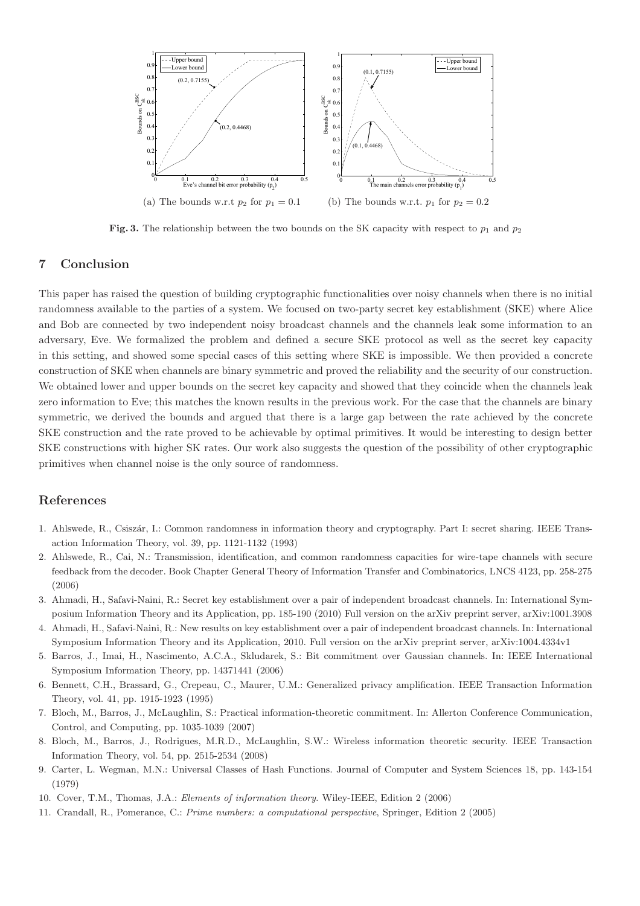(a) The bounds w.r.t $p_2$ for $p_1 = 0.1$

(b) The bounds w.r.t. $p_1$ for $p_2 = 0.2$

**Fig. 3.** The relationship between the two bounds on the SK capacity with respect to $p_1$ and $p_2$

## 7 Conclusion

This paper has raised the question of building cryptographic functionalities over noisy channels when there is no initial randomness available to the parties of a system. We focused on two-party secret key establishment (SKE) where Alice and Bob are connected by two independent noisy broadcast channels and the channels leak some information to an adversary, Eve. We formalized the problem and defined a secure SKE protocol as well as the secret key capacity in this setting, and showed some special cases of this setting where SKE is impossible. We then provided a concrete construction of SKE when channels are binary symmetric and proved the reliability and the security of our construction. We obtained lower and upper bounds on the secret key capacity and showed that they coincide when the channels leak zero information to Eve; this matches the known results in the previous work. For the case that the channels are binary symmetric, we derived the bounds and argued that there is a large gap between the rate achieved by the concrete SKE construction and the rate proved to be achievable by optimal primitives. It would be interesting to design better SKE constructions with higher SK rates. Our work also suggests the question of the possibility of other cryptographic primitives when channel noise is the only source of randomness.

## References

1. Ahlswede, R., Csiszár, I.: Common randomness in information theory and cryptography. Part I: secret sharing. IEEE Transaction Information Theory, vol. 39, pp. 1121-1132 (1993)
2. Ahlswede, R., Cai, N.: Transmission, identification, and common randomness capacities for wire-tape channels with secure feedback from the decoder. Book Chapter General Theory of Information Transfer and Combinatorics, LNCS 4123, pp. 258-275 (2006)
3. Ahmadi, H., Safavi-Naini, R.: Secret key establishment over a pair of independent broadcast channels. In: International Symposium Information Theory and its Application, pp. 185-190 (2010) Full version on the arXiv preprint server, arXiv:1001.3908
4. Ahmadi, H., Safavi-Naini, R.: New results on key establishment over a pair of independent broadcast channels. In: International Symposium Information Theory and its Application, 2010. Full version on the arXiv preprint server, arXiv:1004.4334v1
5. Barros, J., Imai, H., Nascimento, A.C.A., Skludarek, S.: Bit commitment over Gaussian channels. In: IEEE International Symposium Information Theory, pp. 14371441 (2006)
6. Bennett, C.H., Brassard, G., Crepeau, C., Maurer, U.M.: Generalized privacy amplification. IEEE Transaction Information Theory, vol. 41, pp. 1915-1923 (1995)
7. Bloch, M., Barros, J., McLaughlin, S.: Practical information-theoretic commitment. In: Allerton Conference Communication, Control, and Computing, pp. 1035-1039 (2007)
8. Bloch, M., Barros, J., Rodrigues, M.R.D., McLaughlin, S.W.: Wireless information theoretic security. IEEE Transaction Information Theory, vol. 54, pp. 2515-2534 (2008)
9. Carter, L. Wegman, M.N.: Universal Classes of Hash Functions. Journal of Computer and System Sciences 18, pp. 143-154 (1979)
10. Cover, T.M., Thomas, J.A.: *Elements of information theory*. Wiley-IEEE, Edition 2 (2006)
11. Crandall, R., Pomerance, C.: *Prime numbers: a computational perspective*, Springer, Edition 2 (2005)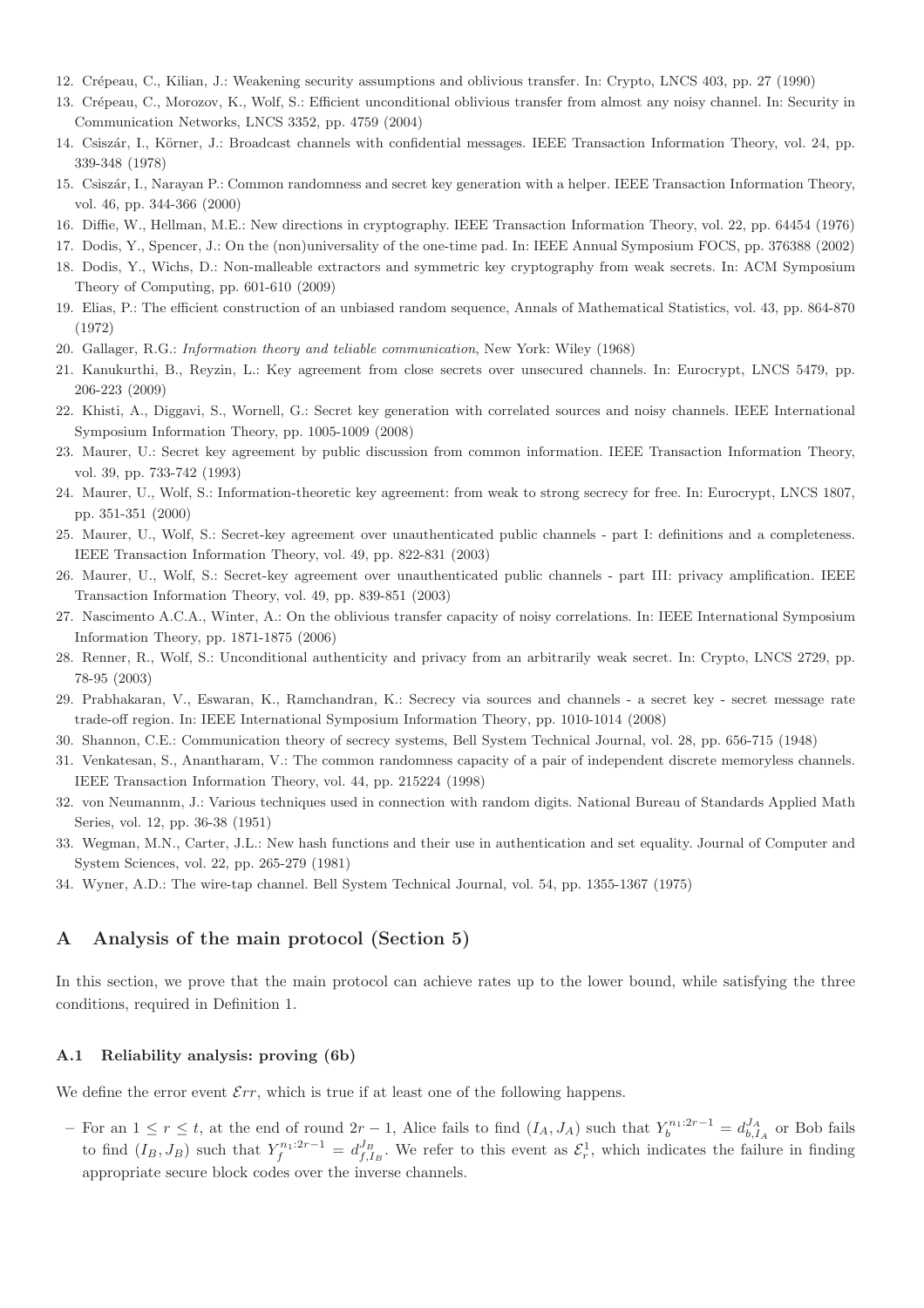12. Crépeau, C., Kilian, J.: Weakening security assumptions and oblivious transfer. In: Crypto, LNCS 403, pp. 27 (1990)
13. Crépeau, C., Morozov, K., Wolf, S.: Efficient unconditional oblivious transfer from almost any noisy channel. In: Security in Communication Networks, LNCS 3352, pp. 4759 (2004)
14. Csiszár, I., Körner, J.: Broadcast channels with confidential messages. IEEE Transaction Information Theory, vol. 24, pp. 339-348 (1978)
15. Csiszár, I., Narayan P.: Common randomness and secret key generation with a helper. IEEE Transaction Information Theory, vol. 46, pp. 344-366 (2000)
16. Diffie, W., Hellman, M.E.: New directions in cryptography. IEEE Transaction Information Theory, vol. 22, pp. 64454 (1976)
17. Dodis, Y., Spencer, J.: On the (non)universality of the one-time pad. In: IEEE Annual Symposium FOCS, pp. 376388 (2002)
18. Dodis, Y., Wichs, D.: Non-malleable extractors and symmetric key cryptography from weak secrets. In: ACM Symposium Theory of Computing, pp. 601-610 (2009)
19. Elias, P.: The efficient construction of an unbiased random sequence, Annals of Mathematical Statistics, vol. 43, pp. 864-870 (1972)
20. Gallager, R.G.: *Information theory and teliable communication*, New York: Wiley (1968)
21. Kanukurthi, B., Reyzin, L.: Key agreement from close secrets over unsecured channels. In: Eurocrypt, LNCS 5479, pp. 206-223 (2009)
22. Khisti, A., Diggavi, S., Wornell, G.: Secret key generation with correlated sources and noisy channels. IEEE International Symposium Information Theory, pp. 1005-1009 (2008)
23. Maurer, U.: Secret key agreement by public discussion from common information. IEEE Transaction Information Theory, vol. 39, pp. 733-742 (1993)
24. Maurer, U., Wolf, S.: Information-theoretic key agreement: from weak to strong secrecy for free. In: Eurocrypt, LNCS 1807, pp. 351-351 (2000)
25. Maurer, U., Wolf, S.: Secret-key agreement over unauthenticated public channels - part I: definitions and a completeness. IEEE Transaction Information Theory, vol. 49, pp. 822-831 (2003)
26. Maurer, U., Wolf, S.: Secret-key agreement over unauthenticated public channels - part III: privacy amplification. IEEE Transaction Information Theory, vol. 49, pp. 839-851 (2003)
27. Nascimento A.C.A., Winter, A.: On the oblivious transfer capacity of noisy correlations. In: IEEE International Symposium Information Theory, pp. 1871-1875 (2006)
28. Renner, R., Wolf, S.: Unconditional authenticity and privacy from an arbitrarily weak secret. In: Crypto, LNCS 2729, pp. 78-95 (2003)
29. Prabhakaran, V., Eswaran, K., Ramchandran, K.: Secrecy via sources and channels - a secret key - secret message rate trade-off region. In: IEEE International Symposium Information Theory, pp. 1010-1014 (2008)
30. Shannon, C.E.: Communication theory of secrecy systems, Bell System Technical Journal, vol. 28, pp. 656-715 (1948)
31. Venkatesan, S., Anantharam, V.: The common randomness capacity of a pair of independent discrete memoryless channels. IEEE Transaction Information Theory, vol. 44, pp. 215224 (1998)
32. von Neumannm, J.: Various techniques used in connection with random digits. National Bureau of Standards Applied Math Series, vol. 12, pp. 36-38 (1951)
33. Wegman, M.N., Carter, J.L.: New hash functions and their use in authentication and set equality. Journal of Computer and System Sciences, vol. 22, pp. 265-279 (1981)
34. Wyner, A.D.: The wire-tap channel. Bell System Technical Journal, vol. 54, pp. 1355-1367 (1975)

## A Analysis of the main protocol (Section 5)

In this section, we prove that the main protocol can achieve rates up to the lower bound, while satisfying the three conditions, required in Definition 1.

### A.1 Reliability analysis: proving (6b)

We define the error event $\mathcal{E}rr$, which is true if at least one of the following happens.

- For an $1 \leq r \leq t$, at the end of round $2r-1$, Alice fails to find $(I_A, J_A)$ such that $Y_b^{n_1:2r-1} = d_{b,I_A}^{J_A}$ or Bob fails to find $(I_B, J_B)$ such that $Y_f^{n_1:2r-1} = d_{f,I_B}^{J_B}$. We refer to this event as $\mathcal{E}_r^1$, which indicates the failure in finding appropriate secure block codes over the inverse channels.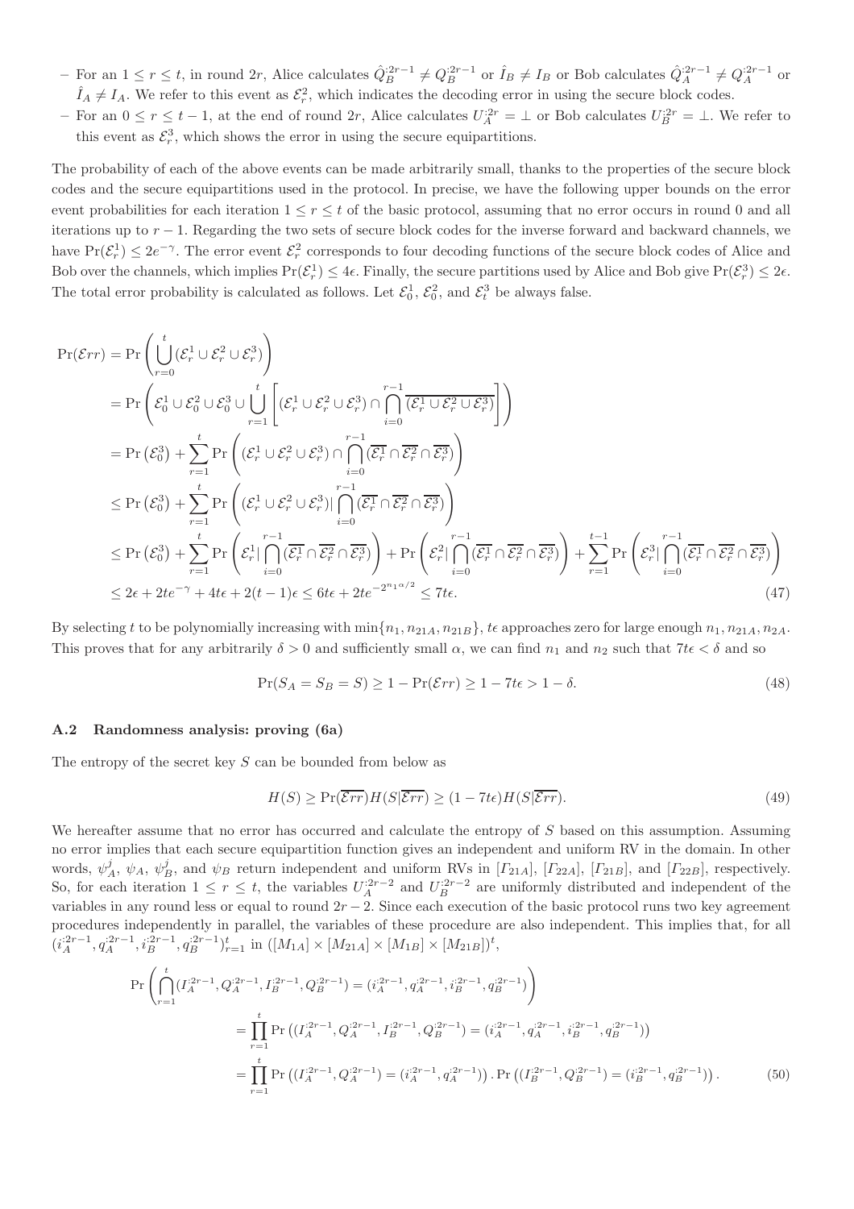– For an $1 \leq r \leq t$, in round $2r$, Alice calculates $\hat{Q}_B^{:2r-1} \neq Q_B^{:2r-1}$ or $\hat{I}_B \neq I_B$ or Bob calculates $\hat{Q}_A^{:2r-1} \neq Q_A^{:2r-1}$ or $\hat{I}_A \neq I_A$. We refer to this event as $\mathcal{E}_r^2$, which indicates the decoding error in using the secure block codes.
– For an $0 \leq r \leq t-1$, at the end of round $2r$, Alice calculates $U_A^{:2r} = \perp$ or Bob calculates $U_B^{:2r} = \perp$. We refer to this event as $\mathcal{E}_r^3$, which shows the error in using the secure equipartitions.

The probability of each of the above events can be made arbitrarily small, thanks to the properties of the secure block codes and the secure equipartitions used in the protocol. In precise, we have the following upper bounds on the error event probabilities for each iteration $1 \leq r \leq t$ of the basic protocol, assuming that no error occurs in round 0 and all iterations up to $r-1$. Regarding the two sets of secure block codes for the inverse forward and backward channels, we have $\Pr(\mathcal{E}_r^1) \leq 2e^{-\gamma}$. The error event $\mathcal{E}_r^2$ corresponds to four decoding functions of the secure block codes of Alice and Bob over the channels, which implies $\Pr(\mathcal{E}_r^1) \leq 4\epsilon$. Finally, the secure partitions used by Alice and Bob give $\Pr(\mathcal{E}_r^3) \leq 2\epsilon$. The total error probability is calculated as follows. Let $\mathcal{E}_0^1$, $\mathcal{E}_0^2$, and $\mathcal{E}_t^3$ be always false.

$$
\begin{aligned}
\Pr(\mathcal{E}rr) &= \Pr\left(\bigcup_{r=0}^{t}(\mathcal{E}_r^1 \cup \mathcal{E}_r^2 \cup \mathcal{E}_r^3)\right) \\
&= \Pr\left(\mathcal{E}_0^1 \cup \mathcal{E}_0^2 \cup \mathcal{E}_0^3 \cup \bigcup_{r=1}^{t}\left[(\mathcal{E}_r^1 \cup \mathcal{E}_r^2 \cup \mathcal{E}_r^3) \cap \bigcap_{i=0}^{r-1}\overline{(\mathcal{E}_r^1 \cup \mathcal{E}_r^2 \cup \mathcal{E}_r^3)}\right]\right) \\
&= \Pr\left(\mathcal{E}_0^3\right) + \sum_{r=1}^{t}\Pr\left((\mathcal{E}_r^1 \cup \mathcal{E}_r^2 \cup \mathcal{E}_r^3) \cap \bigcap_{i=0}^{r-1}(\overline{\mathcal{E}_r^1} \cap \overline{\mathcal{E}_r^2} \cap \overline{\mathcal{E}_r^3})\right) \\
&\leq \Pr\left(\mathcal{E}_0^3\right) + \sum_{r=1}^{t}\Pr\left((\mathcal{E}_r^1 \cup \mathcal{E}_r^2 \cup \mathcal{E}_r^3) | \bigcap_{i=0}^{r-1}(\overline{\mathcal{E}_r^1} \cap \overline{\mathcal{E}_r^2} \cap \overline{\mathcal{E}_r^3})\right) \\
&\leq \Pr\left(\mathcal{E}_0^3\right) + \sum_{r=1}^{t}\Pr\left(\mathcal{E}_r^1 | \bigcap_{i=0}^{r-1}(\overline{\mathcal{E}_r^1} \cap \overline{\mathcal{E}_r^2} \cap \overline{\mathcal{E}_r^3})\right) + \Pr\left(\mathcal{E}_r^2 | \bigcap_{i=0}^{r-1}(\overline{\mathcal{E}_r^1} \cap \overline{\mathcal{E}_r^2} \cap \overline{\mathcal{E}_r^3})\right) + \sum_{r=1}^{t-1}\Pr\left(\mathcal{E}_r^3 | \bigcap_{i=0}^{r-1}(\overline{\mathcal{E}_r^1} \cap \overline{\mathcal{E}_r^2} \cap \overline{\mathcal{E}_r^3})\right) \\
&\leq 2\epsilon + 2te^{-\gamma} + 4t\epsilon + 2(t-1)\epsilon \leq 6t\epsilon + 2te^{-2^{n_1\alpha/2}} \leq 7t\epsilon.
\end{aligned} \tag{47}
$$

By selecting $t$ to be polynomially increasing with $\min\{n_1, n_{21A}, n_{21B}\}$, $t\epsilon$ approaches zero for large enough $n_1, n_{21A}, n_{2A}$. This proves that for any arbitrarily $\delta > 0$ and sufficiently small $\alpha$, we can find $n_1$ and $n_2$ such that $7t\epsilon < \delta$ and so

$$
\Pr(S_A = S_B = S) \geq 1 - \Pr(\mathcal{E}rr) \geq 1 - 7t\epsilon > 1 - \delta. \tag{48}
$$

### A.2 Randomness analysis: proving (6a)

The entropy of the secret key $S$ can be bounded from below as

$$
H(S) \geq \Pr(\overline{\mathcal{E}rr})H(S|\overline{\mathcal{E}rr}) \geq (1 - 7t\epsilon)H(S|\overline{\mathcal{E}rr}). \tag{49}
$$

We hereafter assume that no error has occurred and calculate the entropy of $S$ based on this assumption. Assuming no error implies that each secure equipartition function gives an independent and uniform RV in the domain. In other words, $\psi_A^j$, $\psi_A$, $\psi_B^j$, and $\psi_B$ return independent and uniform RVs in $[\Gamma_{21A}]$, $[\Gamma_{22A}]$, $[\Gamma_{21B}]$, and $[\Gamma_{22B}]$, respectively. So, for each iteration $1 \leq r \leq t$, the variables $U_A^{:2r-2}$ and $U_B^{:2r-2}$ are uniformly distributed and independent of the variables in any round less or equal to round $2r-2$. Since each execution of the basic protocol runs two key agreement procedures independently in parallel, the variables of these procedure are also independent. This implies that, for all $(i_A^{:2r-1}, q_A^{:2r-1}, i_B^{:2r-1}, q_B^{:2r-1})_{r=1}^t$ in $([M_{1A}] \times [M_{21A}] \times [M_{1B}] \times [M_{21B}])^t$,

$$
\begin{aligned}
\Pr&\left(\bigcap_{r=1}^{t}(I_A^{:2r-1}, Q_A^{:2r-1}, I_B^{:2r-1}, Q_B^{:2r-1}) = (i_A^{:2r-1}, q_A^{:2r-1}, i_B^{:2r-1}, q_B^{:2r-1})\right) \\
&= \prod_{r=1}^{t}\Pr\left((I_A^{:2r-1}, Q_A^{:2r-1}, I_B^{:2r-1}, Q_B^{:2r-1}) = (i_A^{:2r-1}, q_A^{:2r-1}, i_B^{:2r-1}, q_B^{:2r-1})\right) \\
&= \prod_{r=1}^{t}\Pr\left((I_A^{:2r-1}, Q_A^{:2r-1}) = (i_A^{:2r-1}, q_A^{:2r-1})\right).\Pr\left((I_B^{:2r-1}, Q_B^{:2r-1}) = (i_B^{:2r-1}, q_B^{:2r-1})\right).
\end{aligned} \tag{50}
$$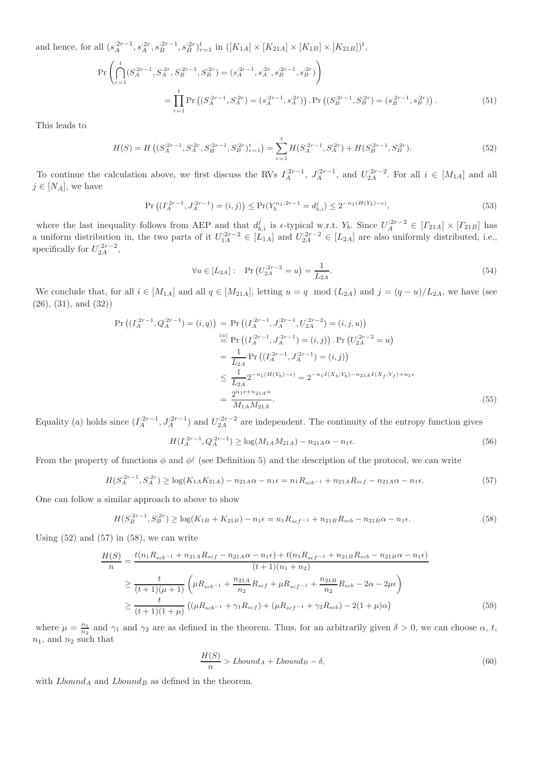and hence, for all $(s_A^{:2r-1}, s_A^{:2r}, s_B^{:2r-1}, s_B^{:2r})_{r=1}^t$ in $([K_{1A}] \times [K_{21A}] \times [K_{1B}] \times [K_{21B}])^t$,

$$\Pr\left(\bigcap_{r=1}^{t} (S_A^{:2r-1}, S_A^{:2r}, S_B^{:2r-1}, S_B^{:2r}) = (s_A^{:2r-1}, s_A^{:2r}, s_B^{:2r-1}, s_B^{:2r})\right)$$
$$= \prod_{r=1}^{t} \Pr\left((S_A^{:2r-1}, S_A^{:2r}) = (s_A^{:2r-1}, s_A^{:2r})\right).\Pr\left((S_B^{:2r-1}, S_B^{:2r}) = (s_B^{:2r-1}, s_B^{:2r})\right). \tag{51}$$

This leads to

$$H(S) = H\left((S_A^{:2r-1}, S_A^{:2r}, S_B^{:2r-1}, S_B^{:2r})_{r=1}^t\right) = \sum_{r=1}^{t} H(S_A^{:2r-1}, S_A^{:2r}) + H(S_B^{:2r-1}, S_B^{:2r}). \tag{52}$$

To continue the calculation above, we first discuss the RVs $I_A^{:2r-1}$, $J_A^{:2r-1}$, and $U_{2A}^{:2r-2}$. For all $i \in [M_{1A}]$ and all $j \in [N_A]$, we have

$$\Pr\left((I_A^{:2r-1}, J_A^{:2r-1}) = (i,j)\right) \leq \Pr(Y_b^{n_1:2r-1} = d_{b,i}^j) \leq 2^{-n_1(H(Y_b)-\epsilon)}, \tag{53}$$

where the last inequality follows from AEP and that $d_{b,i}^j$ is $\epsilon$-typical w.r.t. $Y_b$. Since $U_A^{:2r-2} \in [\Gamma_{21A}] \times [\Gamma_{21B}]$ has a uniform distribution in, the two parts of it $U_{1A}^{:2r-2} \in [L_{1A}]$ and $U_{2A}^{:2r-2} \in [L_{2A}]$ are also uniformly distributed, i.e., specifically for $U_{2A}^{:2r-2}$,

$$\forall u \in [L_{2A}]: \quad \Pr\left(U_{2A}^{:2r-2} = u\right) = \frac{1}{L_{2A}}. \tag{54}$$

We conclude that, for all $i \in [M_{1A}]$ and all $q \in [M_{21A}]$, letting $u = q \mod (L_{2A})$ and $j = (q-u)/L_{2A}$, we have (see (26), (31), and (32))

$$\begin{aligned}
\Pr\left((I_A^{:2r-1}, Q_A^{:2r-1}) = (i,q)\right) &= \Pr\left((I_A^{:2r-1}, J_A^{:2r-1}, U_{2A}^{:2r-2}) = (i,j,u)\right) \\
&\overset{(a)}{=} \Pr\left((I_A^{:2r-1}, J_A^{:2r-1}) = (i,j)\right).\Pr\left(U_{2A}^{:2r-2} = u\right) \\
&= \frac{1}{L_{2A}} \Pr\left((I_A^{:2r-1}, J_A^{:2r-1}) = (i,j)\right) \\
&\leq \frac{1}{L_{2A}} 2^{-n_1(H(Y_b)-\epsilon)} = 2^{-n_1 I(X_b;Y_b) - n_{21A} I(X_f;Y_f) + n_1\epsilon} \\
&= \frac{2^{n_1\epsilon + n_{21A}\alpha}}{M_{1A} M_{21A}}.
\end{aligned} \tag{55}$$

Equality (a) holds since $(I_A^{:2r-1}, J_A^{:2r-1})$ and $U_{2A}^{:2r-2}$ are independent. The continuity of the entropy function gives

$$H(I_A^{:2r-1}, Q_A^{:2r-1}) \geq \log(M_{1A} M_{21A}) - n_{21A}\alpha - n_1\epsilon. \tag{56}$$

From the property of functions $\phi$ and $\phi^j$ (see Definition 5) and the description of the protocol, we can write

$$H(S_A^{:2r-1}, S_A^{:2r}) \geq \log(K_{1A} K_{21A}) - n_{21A}\alpha - n_1\epsilon = n_1 R_{scb^{-1}} + n_{21A} R_{scf} - n_{21A}\alpha - n_1\epsilon. \tag{57}$$

One can follow a similar approach to above to show

$$H(S_B^{:2r-1}, S_B^{:2r}) \geq \log(K_{1B} + K_{21B}) - n_1\epsilon = n_1 R_{scf^{-1}} + n_{21B} R_{scb} - n_{21B}\alpha - n_1\epsilon. \tag{58}$$

Using (52) and (57) in (58), we can write

$$\begin{aligned}
\frac{H(S)}{n} &= \frac{t(n_1 R_{scb^{-1}} + n_{21A} R_{scf} - n_{21A}\alpha - n_1\epsilon) + t(n_1 R_{scf^{-1}} + n_{21B} R_{scb} - n_{21B}\alpha - n_1\epsilon)}{(t+1)(n_1+n_2)} \\
&\geq \frac{t}{(t+1)(\mu+1)} \left(\mu R_{scb^{-1}} + \frac{n_{21A}}{n_2} R_{scf} + \mu R_{scf^{-1}} + \frac{n_{21B}}{n_2} R_{scb} - 2\alpha - 2\mu\epsilon\right) \\
&\geq \frac{t}{(t+1)(1+\mu)} \left((\mu R_{scb^{-1}} + \gamma_1 R_{scf}) + (\mu R_{scf^{-1}} + \gamma_2 R_{scb}) - 2(1+\mu)\alpha\right)
\end{aligned} \tag{59}$$

where $\mu = \frac{n_1}{n_2}$ and $\gamma_1$ and $\gamma_2$ are as defined in the theorem. Thus, for an arbitrarily given $\delta > 0$, we can choose $\alpha$, $t$, $n_1$, and $n_2$ such that

$$\frac{H(S)}{n} > Lbound_A + Lbound_B - \delta, \tag{60}$$

with $Lbound_A$ and $Lbound_B$ as defined in the theorem.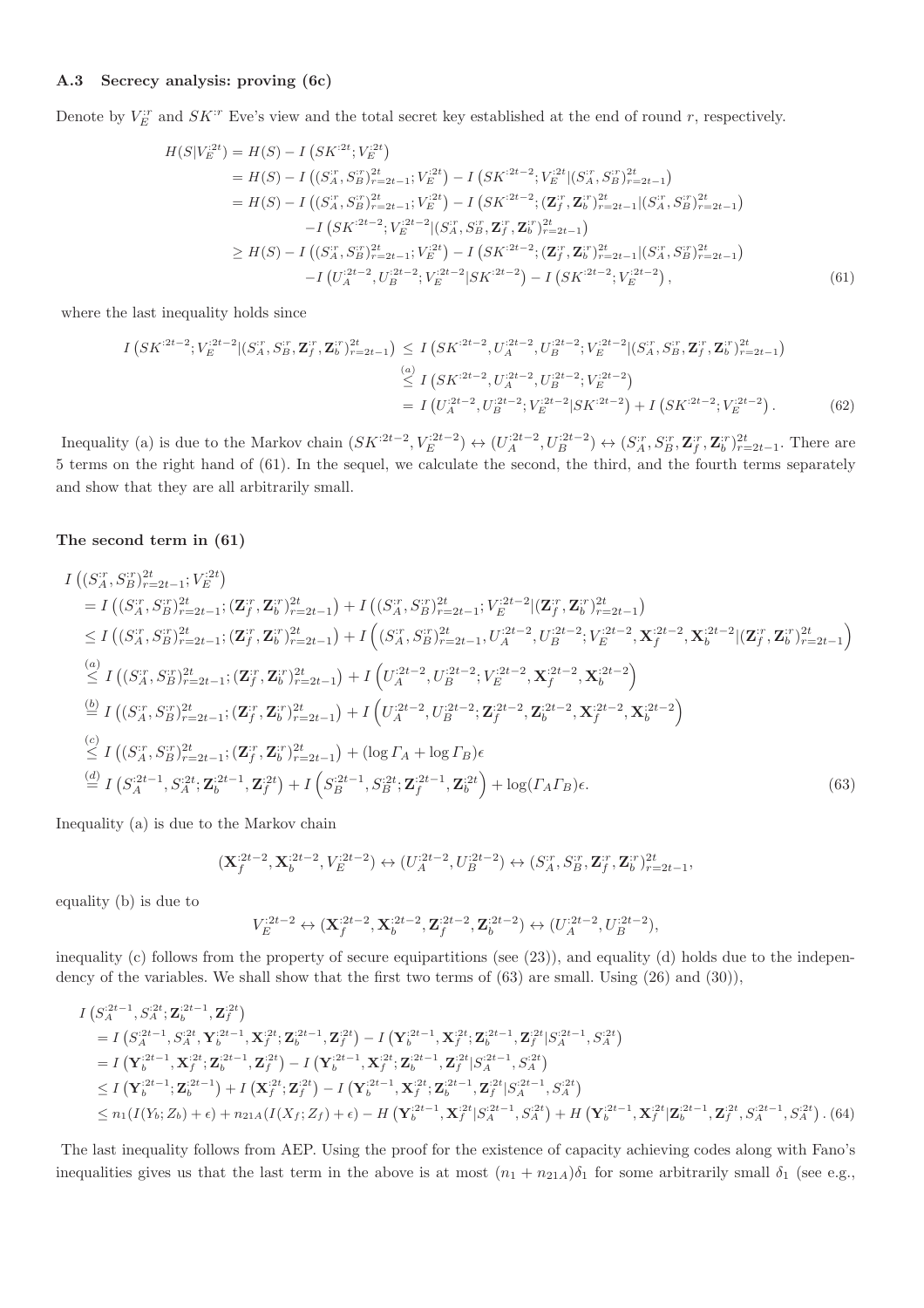### A.3 Secrecy analysis: proving (6c)

Denote by $V_E^{:r}$ and $SK^{:r}$ Eve's view and the total secret key established at the end of round $r$, respectively.

$$
\begin{aligned}
H(S|V_E^{:2t}) &= H(S) - I\left(SK^{:2t}; V_E^{:2t}\right) \\
&= H(S) - I\left((S_A^{:r}, S_B^{:r})_{r=2t-1}^{2t}; V_E^{:2t}\right) - I\left(SK^{:2t-2}; V_E^{:2t} | (S_A^{:r}, S_B^{:r})_{r=2t-1}^{2t}\right) \\
&= H(S) - I\left((S_A^{:r}, S_B^{:r})_{r=2t-1}^{2t}; V_E^{:2t}\right) - I\left(SK^{:2t-2}; (\mathbf{Z}_f^{:r}, \mathbf{Z}_b^{:r})_{r=2t-1}^{2t} | (S_A^{:r}, S_B^{:r})_{r=2t-1}^{2t}\right) \\
&\quad - I\left(SK^{:2t-2}; V_E^{:2t-2} | (S_A^{:r}, S_B^{:r}, \mathbf{Z}_f^{:r}, \mathbf{Z}_b^{:r})_{r=2t-1}^{2t}\right) \\
&\geq H(S) - I\left((S_A^{:r}, S_B^{:r})_{r=2t-1}^{2t}; V_E^{:2t}\right) - I\left(SK^{:2t-2}; (\mathbf{Z}_f^{:r}, \mathbf{Z}_b^{:r})_{r=2t-1}^{2t} | (S_A^{:r}, S_B^{:r})_{r=2t-1}^{2t}\right) \\
&\quad - I\left(U_A^{:2t-2}, U_B^{:2t-2}; V_E^{:2t-2} | SK^{:2t-2}\right) - I\left(SK^{:2t-2}; V_E^{:2t-2}\right), \qquad (61)
\end{aligned}
$$

where the last inequality holds since

$$
\begin{aligned}
I\left(SK^{:2t-2}; V_E^{:2t-2} | (S_A^{:r}, S_B^{:r}, \mathbf{Z}_f^{:r}, \mathbf{Z}_b^{:r})_{r=2t-1}^{2t}\right) &\leq I\left(SK^{:2t-2}, U_A^{:2t-2}, U_B^{:2t-2}; V_E^{:2t-2} | (S_A^{:r}, S_B^{:r}, \mathbf{Z}_f^{:r}, \mathbf{Z}_b^{:r})_{r=2t-1}^{2t}\right) \\
&\stackrel{(a)}{\leq} I\left(SK^{:2t-2}, U_A^{:2t-2}, U_B^{:2t-2}; V_E^{:2t-2}\right) \\
&= I\left(U_A^{:2t-2}, U_B^{:2t-2}; V_E^{:2t-2} | SK^{:2t-2}\right) + I\left(SK^{:2t-2}; V_E^{:2t-2}\right). \qquad (62)
\end{aligned}
$$

Inequality (a) is due to the Markov chain $(SK^{:2t-2}, V_E^{:2t-2}) \leftrightarrow (U_A^{:2t-2}, U_B^{:2t-2}) \leftrightarrow (S_A^{:r}, S_B^{:r}, \mathbf{Z}_f^{:r}, \mathbf{Z}_b^{:r})_{r=2t-1}^{2t}$. There are 5 terms on the right hand of (61). In the sequel, we calculate the second, the third, and the fourth terms separately and show that they are all arbitrarily small.

#### The second term in (61)

$$
\begin{aligned}
& I\left((S_A^{:r}, S_B^{:r})_{r=2t-1}^{2t}; V_E^{:2t}\right) \\
&= I\left((S_A^{:r}, S_B^{:r})_{r=2t-1}^{2t}; (\mathbf{Z}_f^{:r}, \mathbf{Z}_b^{:r})_{r=2t-1}^{2t}\right) + I\left((S_A^{:r}, S_B^{:r})_{r=2t-1}^{2t}; V_E^{:2t-2} | (\mathbf{Z}_f^{:r}, \mathbf{Z}_b^{:r})_{r=2t-1}^{2t}\right) \\
&\leq I\left((S_A^{:r}, S_B^{:r})_{r=2t-1}^{2t}; (\mathbf{Z}_f^{:r}, \mathbf{Z}_b^{:r})_{r=2t-1}^{2t}\right) + I\left((S_A^{:r}, S_B^{:r})_{r=2t-1}^{2t}, U_A^{:2t-2}, U_B^{:2t-2}; V_E^{:2t-2}, \mathbf{X}_f^{:2t-2}, \mathbf{X}_b^{:2t-2} | (\mathbf{Z}_f^{:r}, \mathbf{Z}_b^{:r})_{r=2t-1}^{2t}\right) \\
&\stackrel{(a)}{\leq} I\left((S_A^{:r}, S_B^{:r})_{r=2t-1}^{2t}; (\mathbf{Z}_f^{:r}, \mathbf{Z}_b^{:r})_{r=2t-1}^{2t}\right) + I\left(U_A^{:2t-2}, U_B^{:2t-2}; V_E^{:2t-2}, \mathbf{X}_f^{:2t-2}, \mathbf{X}_b^{:2t-2}\right) \\
&\stackrel{(b)}{=} I\left((S_A^{:r}, S_B^{:r})_{r=2t-1}^{2t}; (\mathbf{Z}_f^{:r}, \mathbf{Z}_b^{:r})_{r=2t-1}^{2t}\right) + I\left(U_A^{:2t-2}, U_B^{:2t-2}; \mathbf{Z}_f^{:2t-2}, \mathbf{Z}_b^{:2t-2}, \mathbf{X}_f^{:2t-2}, \mathbf{X}_b^{:2t-2}\right) \\
&\stackrel{(c)}{\leq} I\left((S_A^{:r}, S_B^{:r})_{r=2t-1}^{2t}; (\mathbf{Z}_f^{:r}, \mathbf{Z}_b^{:r})_{r=2t-1}^{2t}\right) + (\log \Gamma_A + \log \Gamma_B)\epsilon \\
&\stackrel{(d)}{=} I\left(S_A^{:2t-1}, S_A^{:2t}; \mathbf{Z}_b^{:2t-1}, \mathbf{Z}_f^{:2t}\right) + I\left(S_B^{:2t-1}, S_B^{:2t}; \mathbf{Z}_f^{:2t-1}, \mathbf{Z}_b^{:2t}\right) + \log(\Gamma_A \Gamma_B)\epsilon. \qquad (63)
\end{aligned}
$$

Inequality (a) is due to the Markov chain

$$
(\mathbf{X}_f^{:2t-2}, \mathbf{X}_b^{:2t-2}, V_E^{:2t-2}) \leftrightarrow (U_A^{:2t-2}, U_B^{:2t-2}) \leftrightarrow (S_A^{:r}, S_B^{:r}, \mathbf{Z}_f^{:r}, \mathbf{Z}_b^{:r})_{r=2t-1}^{2t},
$$

equality (b) is due to

$$
V_E^{:2t-2} \leftrightarrow (\mathbf{X}_f^{:2t-2}, \mathbf{X}_b^{:2t-2}, \mathbf{Z}_f^{:2t-2}, \mathbf{Z}_b^{:2t-2}) \leftrightarrow (U_A^{:2t-2}, U_B^{:2t-2}),
$$

inequality (c) follows from the property of secure equipartitions (see (23)), and equality (d) holds due to the independency of the variables. We shall show that the first two terms of (63) are small. Using (26) and (30)),

$$
\begin{aligned}
& I\left(S_A^{:2t-1}, S_A^{:2t}; \mathbf{Z}_b^{:2t-1}, \mathbf{Z}_f^{:2t}\right) \\
&= I\left(S_A^{:2t-1}, S_A^{:2t}, \mathbf{Y}_b^{:2t-1}, \mathbf{X}_f^{:2t}; \mathbf{Z}_b^{:2t-1}, \mathbf{Z}_f^{:2t}\right) - I\left(\mathbf{Y}_b^{:2t-1}, \mathbf{X}_f^{:2t}; \mathbf{Z}_b^{:2t-1}, \mathbf{Z}_f^{:2t} | S_A^{:2t-1}, S_A^{:2t}\right) \\
&= I\left(\mathbf{Y}_b^{:2t-1}, \mathbf{X}_f^{:2t}; \mathbf{Z}_b^{:2t-1}, \mathbf{Z}_f^{:2t}\right) - I\left(\mathbf{Y}_b^{:2t-1}, \mathbf{X}_f^{:2t}; \mathbf{Z}_b^{:2t-1}, \mathbf{Z}_f^{:2t} | S_A^{:2t-1}, S_A^{:2t}\right) \\
&\leq I\left(\mathbf{Y}_b^{:2t-1}; \mathbf{Z}_b^{:2t-1}\right) + I\left(\mathbf{X}_f^{:2t}; \mathbf{Z}_f^{:2t}\right) - I\left(\mathbf{Y}_b^{:2t-1}, \mathbf{X}_f^{:2t}; \mathbf{Z}_b^{:2t-1}, \mathbf{Z}_f^{:2t} | S_A^{:2t-1}, S_A^{:2t}\right) \\
&\leq n_1(I(Y_b; Z_b) + \epsilon) + n_{21A}(I(X_f; Z_f) + \epsilon) - H\left(\mathbf{Y}_b^{:2t-1}, \mathbf{X}_f^{:2t} | S_A^{:2t-1}, S_A^{:2t}\right) + H\left(\mathbf{Y}_b^{:2t-1}, \mathbf{X}_f^{:2t} | \mathbf{Z}_b^{:2t-1}, \mathbf{Z}_f^{:2t}, S_A^{:2t-1}, S_A^{:2t}\right). \quad (64)
\end{aligned}
$$

The last inequality follows from AEP. Using the proof for the existence of capacity achieving codes along with Fano's inequalities gives us that the last term in the above is at most $(n_1 + n_{21A})\delta_1$ for some arbitrarily small $\delta_1$ (see e.g.,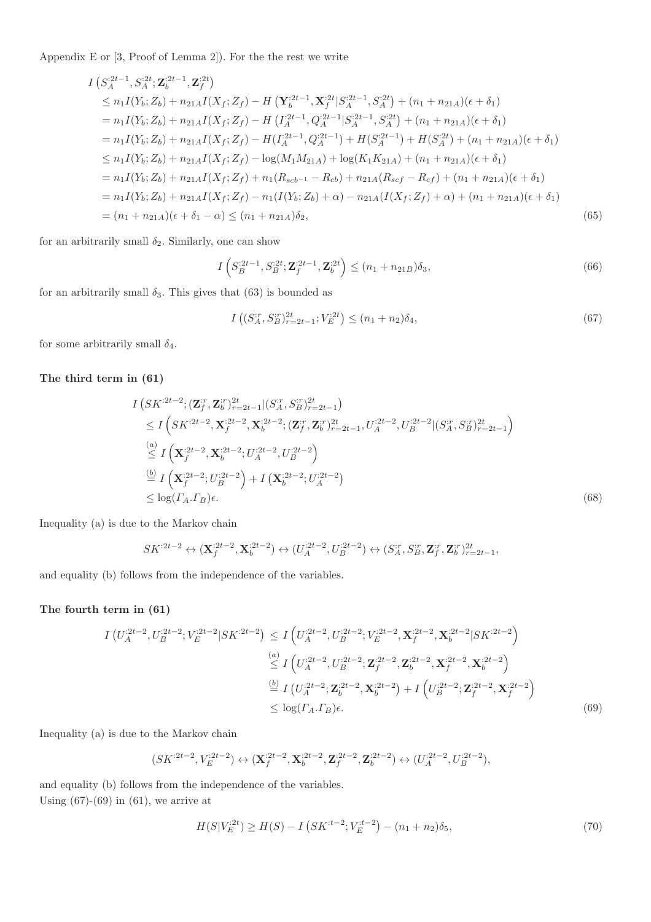Appendix E or [3, Proof of Lemma 2]). For the the rest we write

$$
\begin{aligned}
& I\left(S_A^{:2t-1}, S_A^{:2t}; \mathbf{Z}_b^{:2t-1}, \mathbf{Z}_f^{:2t}\right) \\
& \leq n_1 I(Y_b; Z_b) + n_{21A} I(X_f; Z_f) - H\left(\mathbf{Y}_b^{:2t-1}, \mathbf{X}_f^{:2t} | S_A^{:2t-1}, S_A^{:2t}\right) + (n_1 + n_{21A})(\epsilon + \delta_1) \\
& = n_1 I(Y_b; Z_b) + n_{21A} I(X_f; Z_f) - H\left(I_A^{:2t-1}, Q_A^{:2t-1} | S_A^{:2t-1}, S_A^{:2t}\right) + (n_1 + n_{21A})(\epsilon + \delta_1) \\
& = n_1 I(Y_b; Z_b) + n_{21A} I(X_f; Z_f) - H(I_A^{:2t-1}, Q_A^{:2t-1}) + H(S_A^{:2t-1}) + H(S_A^{:2t}) + (n_1 + n_{21A})(\epsilon + \delta_1) \\
& \leq n_1 I(Y_b; Z_b) + n_{21A} I(X_f; Z_f) - \log(M_1 M_{21A}) + \log(K_1 K_{21A}) + (n_1 + n_{21A})(\epsilon + \delta_1) \\
& = n_1 I(Y_b; Z_b) + n_{21A} I(X_f; Z_f) + n_1(R_{scb^{-1}} - R_{cb}) + n_{21A}(R_{scf} - R_{cf}) + (n_1 + n_{21A})(\epsilon + \delta_1) \\
& = n_1 I(Y_b; Z_b) + n_{21A} I(X_f; Z_f) - n_1(I(Y_b; Z_b) + \alpha) - n_{21A}(I(X_f; Z_f) + \alpha) + (n_1 + n_{21A})(\epsilon + \delta_1) \\
& = (n_1 + n_{21A})(\epsilon + \delta_1 - \alpha) \leq (n_1 + n_{21A})\delta_2,
\end{aligned}
\tag{65}
$$

for an arbitrarily small $\delta_2$. Similarly, one can show

$$
I\left(S_B^{:2t-1}, S_B^{:2t}; \mathbf{Z}_f^{:2t-1}, \mathbf{Z}_b^{:2t}\right) \leq (n_1 + n_{21B})\delta_3, \tag{66}
$$

for an arbitrarily small $\delta_3$. This gives that (63) is bounded as

$$
I\left((S_A^{:r}, S_B^{:r})_{r=2t-1}^{2t}; V_E^{:2t}\right) \leq (n_1 + n_2)\delta_4, \tag{67}
$$

for some arbitrarily small $\delta_4$.

**The third term in (61)**

$$
\begin{aligned}
& I\left(SK^{:2t-2}; (\mathbf{Z}_f^{:r}, \mathbf{Z}_b^{:r})_{r=2t-1}^{2t} | (S_A^{:r}, S_B^{:r})_{r=2t-1}^{2t}\right) \\
& \leq I\left(SK^{:2t-2}, \mathbf{X}_f^{:2t-2}, \mathbf{X}_b^{:2t-2}; (\mathbf{Z}_f^{:r}, \mathbf{Z}_b^{:r})_{r=2t-1}^{2t}, U_A^{:2t-2}, U_B^{:2t-2} | (S_A^{:r}, S_B^{:r})_{r=2t-1}^{2t}\right) \\
& \overset{(a)}{\leq} I\left(\mathbf{X}_f^{:2t-2}, \mathbf{X}_b^{:2t-2}; U_A^{:2t-2}, U_B^{:2t-2}\right) \\
& \overset{(b)}{=} I\left(\mathbf{X}_f^{:2t-2}; U_B^{:2t-2}\right) + I\left(\mathbf{X}_b^{:2t-2}; U_A^{:2t-2}\right) \\
& \leq \log(\Gamma_A . \Gamma_B)\epsilon.
\end{aligned}
\tag{68}
$$

Inequality (a) is due to the Markov chain

$$
SK^{:2t-2} \leftrightarrow (\mathbf{X}_f^{:2t-2}, \mathbf{X}_b^{:2t-2}) \leftrightarrow (U_A^{:2t-2}, U_B^{:2t-2}) \leftrightarrow (S_A^{:r}, S_B^{:r}, \mathbf{Z}_f^{:r}, \mathbf{Z}_b^{:r})_{r=2t-1}^{2t},
$$

and equality (b) follows from the independence of the variables.

**The fourth term in (61)**

$$
\begin{aligned}
I\left(U_A^{:2t-2}, U_B^{:2t-2}; V_E^{:2t-2} | SK^{:2t-2}\right) & \leq I\left(U_A^{:2t-2}, U_B^{:2t-2}; V_E^{:2t-2}, \mathbf{X}_f^{:2t-2}, \mathbf{X}_b^{:2t-2} | SK^{:2t-2}\right) \\
& \overset{(a)}{\leq} I\left(U_A^{:2t-2}, U_B^{:2t-2}; \mathbf{Z}_f^{:2t-2}, \mathbf{Z}_b^{:2t-2}, \mathbf{X}_f^{:2t-2}, \mathbf{X}_b^{:2t-2}\right) \\
& \overset{(b)}{=} I\left(U_A^{:2t-2}; \mathbf{Z}_b^{:2t-2}, \mathbf{X}_b^{:2t-2}\right) + I\left(U_B^{:2t-2}; \mathbf{Z}_f^{:2t-2}, \mathbf{X}_f^{:2t-2}\right) \\
& \leq \log(\Gamma_A . \Gamma_B)\epsilon.
\end{aligned}
\tag{69}
$$

Inequality (a) is due to the Markov chain

$$
(SK^{:2t-2}, V_E^{:2t-2}) \leftrightarrow (\mathbf{X}_f^{:2t-2}, \mathbf{X}_b^{:2t-2}, \mathbf{Z}_f^{:2t-2}, \mathbf{Z}_b^{:2t-2}) \leftrightarrow (U_A^{:2t-2}, U_B^{:2t-2}),
$$

and equality (b) follows from the independence of the variables.
Using (67)-(69) in (61), we arrive at

$$
H(S | V_E^{:2t}) \geq H(S) - I\left(SK^{:t-2}; V_E^{:t-2}\right) - (n_1 + n_2)\delta_5, \tag{70}
$$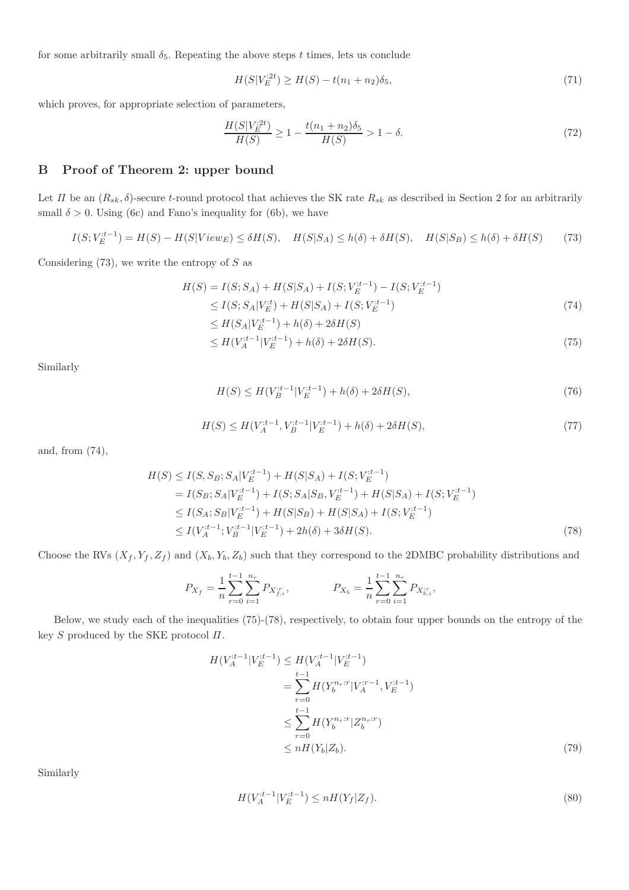for some arbitrarily small $\delta_5$. Repeating the above steps $t$ times, lets us conclude

$$H(S|V_E^{:2t}) \geq H(S) - t(n_1 + n_2)\delta_5, \tag{71}$$

which proves, for appropriate selection of parameters,

$$\frac{H(S|V_E^{:2t})}{H(S)} \geq 1 - \frac{t(n_1 + n_2)\delta_5}{H(S)} > 1 - \delta. \tag{72}$$

## B Proof of Theorem 2: upper bound

Let $\varPi$ be an $(R_{sk}, \delta)$-secure $t$-round protocol that achieves the SK rate $R_{sk}$ as described in Section 2 for an arbitrarily small $\delta > 0$. Using (6c) and Fano's inequality for (6b), we have

$$I(S; V_E^{:t-1}) = H(S) - H(S|View_E) \leq \delta H(S), \quad H(S|S_A) \leq h(\delta) + \delta H(S), \quad H(S|S_B) \leq h(\delta) + \delta H(S) \tag{73}$$

Considering (73), we write the entropy of $S$ as

$$\begin{aligned}
H(S) &= I(S; S_A) + H(S|S_A) + I(S; V_E^{:t-1}) - I(S; V_E^{:t-1}) \\
&\leq I(S; S_A|V_E^{:t}) + H(S|S_A) + I(S; V_E^{:t-1}) \qquad (74) \\
&\leq H(S_A|V_E^{:t-1}) + h(\delta) + 2\delta H(S) \\
&\leq H(V_A^{:t-1}|V_E^{:t-1}) + h(\delta) + 2\delta H(S). \qquad (75)
\end{aligned}$$

Similarly

$$H(S) \leq H(V_B^{:t-1}|V_E^{:t-1}) + h(\delta) + 2\delta H(S), \tag{76}$$

$$H(S) \leq H(V_A^{:t-1}, V_B^{:t-1}|V_E^{:t-1}) + h(\delta) + 2\delta H(S), \tag{77}$$

and, from (74),

$$\begin{aligned}
H(S) &\leq I(S, S_B; S_A|V_E^{:t-1}) + H(S|S_A) + I(S; V_E^{:t-1}) \\
&= I(S_B; S_A|V_E^{:t-1}) + I(S; S_A|S_B, V_E^{:t-1}) + H(S|S_A) + I(S; V_E^{:t-1}) \\
&\leq I(S_A; S_B|V_E^{:t-1}) + H(S|S_B) + H(S|S_A) + I(S; V_E^{:t-1}) \\
&\leq I(V_A^{:t-1}; V_B^{:t-1}|V_E^{:t-1}) + 2h(\delta) + 3\delta H(S). \qquad (78)
\end{aligned}$$

Choose the RVs $(X_f, Y_f, Z_f)$ and $(X_b, Y_b, Z_b)$ such that they correspond to the 2DMBC probability distributions and

$$P_{X_f} = \frac{1}{n}\sum_{r=0}^{t-1}\sum_{i=1}^{n_r} P_{X_{f,i}^{:r}}, \qquad\qquad P_{X_b} = \frac{1}{n}\sum_{r=0}^{t-1}\sum_{i=1}^{n_r} P_{X_{b,i}^{:r}},$$

Below, we study each of the inequalities (75)-(78), respectively, to obtain four upper bounds on the entropy of the key $S$ produced by the SKE protocol $\varPi$.

$$\begin{aligned}
H(V_A^{:t-1}|V_E^{:t-1}) &\leq H(V_A^{:t-1}|V_E^{:t-1}) \\
&= \sum_{r=0}^{t-1} H(Y_b^{n_r:r}|V_A^{:r-1}, V_E^{:t-1}) \\
&\leq \sum_{r=0}^{t-1} H(Y_b^{n_r:r}|Z_b^{n_r:r}) \\
&\leq nH(Y_b|Z_b). \qquad (79)
\end{aligned}$$

Similarly

$$H(V_A^{:t-1}|V_E^{:t-1}) \leq nH(Y_f|Z_f). \tag{80}$$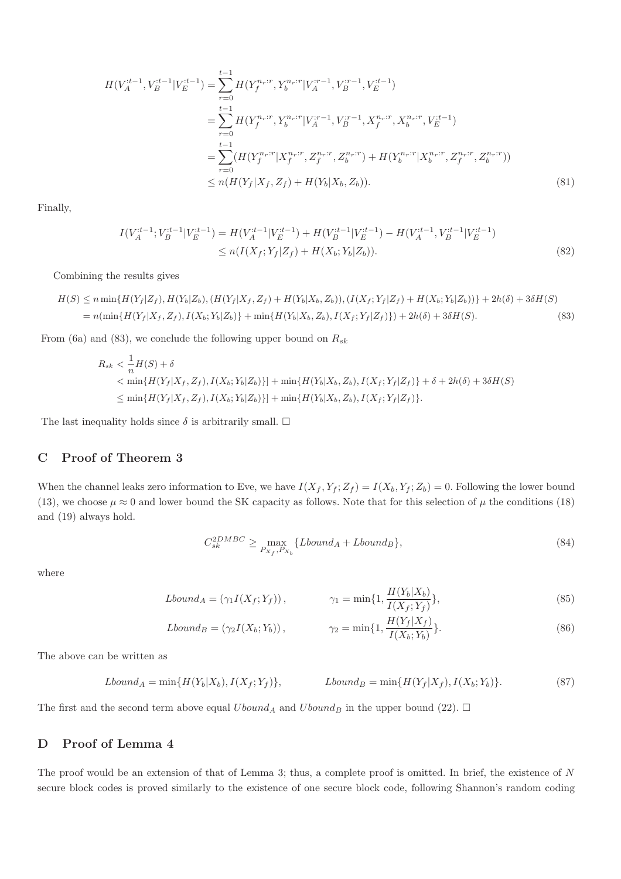$$
\begin{aligned}
H(V_A^{:t-1}, V_B^{:t-1}|V_E^{:t-1}) &= \sum_{r=0}^{t-1} H(Y_f^{n_r:r}, Y_b^{n_r:r}|V_A^{:r-1}, V_B^{:r-1}, V_E^{:t-1}) \\
&= \sum_{r=0}^{t-1} H(Y_f^{n_r:r}, Y_b^{n_r:r}|V_A^{:r-1}, V_B^{:r-1}, X_f^{n_r:r}, X_b^{n_r:r}, V_E^{:t-1}) \\
&= \sum_{r=0}^{t-1} (H(Y_f^{n_r:r}|X_f^{n_r:r}, Z_f^{n_r:r}, Z_b^{n_r:r}) + H(Y_b^{n_r:r}|X_b^{n_r:r}, Z_f^{n_r:r}, Z_b^{n_r:r})) \\
&\leq n(H(Y_f|X_f, Z_f) + H(Y_b|X_b, Z_b)). 
\end{aligned} \tag{81}
$$

Finally,

$$
\begin{aligned}
I(V_A^{:t-1}; V_B^{:t-1}|V_E^{:t-1}) &= H(V_A^{:t-1}|V_E^{:t-1}) + H(V_B^{:t-1}|V_E^{:t-1}) - H(V_A^{:t-1}, V_B^{:t-1}|V_E^{:t-1}) \\
&\leq n(I(X_f; Y_f|Z_f) + H(X_b; Y_b|Z_b)). 
\end{aligned} \tag{82}
$$

Combining the results gives

$$
\begin{aligned}
H(S) &\leq n \min\{H(Y_f|Z_f), H(Y_b|Z_b), (H(Y_f|X_f, Z_f) + H(Y_b|X_b, Z_b)), (I(X_f; Y_f|Z_f) + H(X_b; Y_b|Z_b))\} + 2h(\delta) + 3\delta H(S) \\
&= n(\min\{H(Y_f|X_f, Z_f), I(X_b; Y_b|Z_b)\} + \min\{H(Y_b|X_b, Z_b), I(X_f; Y_f|Z_f)\}) + 2h(\delta) + 3\delta H(S). 
\end{aligned} \tag{83}
$$

From (6a) and (83), we conclude the following upper bound on $R_{sk}$

$$
\begin{aligned}
R_{sk} &< \frac{1}{n} H(S) + \delta \\
&< \min\{H(Y_f|X_f, Z_f), I(X_b; Y_b|Z_b)\}] + \min\{H(Y_b|X_b, Z_b), I(X_f; Y_f|Z_f)\} + \delta + 2h(\delta) + 3\delta H(S) \\
&\leq \min\{H(Y_f|X_f, Z_f), I(X_b; Y_b|Z_b)\}] + \min\{H(Y_b|X_b, Z_b), I(X_f; Y_f|Z_f)\}.
\end{aligned}
$$

The last inequality holds since $\delta$ is arbitrarily small. $\square$

## C Proof of Theorem 3

When the channel leaks zero information to Eve, we have $I(X_f, Y_f; Z_f) = I(X_b, Y_f; Z_b) = 0$. Following the lower bound (13), we choose $\mu \approx 0$ and lower bound the SK capacity as follows. Note that for this selection of $\mu$ the conditions (18) and (19) always hold.

$$
C_{sk}^{2DMBC} \geq \max_{P_{X_f}, P_{X_b}} \{Lbound_A + Lbound_B\}, \tag{84}
$$

where

$$
Lbound_A = (\gamma_1 I(X_f; Y_f)), \qquad \gamma_1 = \min\{1, \frac{H(Y_b|X_b)}{I(X_f; Y_f)}\}, \tag{85}
$$

$$
Lbound_B = (\gamma_2 I(X_b; Y_b)), \qquad \gamma_2 = \min\{1, \frac{H(Y_f|X_f)}{I(X_b; Y_b)}\}. \tag{86}
$$

The above can be written as

$$
Lbound_A = \min\{H(Y_b|X_b), I(X_f; Y_f)\}, \qquad Lbound_B = \min\{H(Y_f|X_f), I(X_b; Y_b)\}. \tag{87}
$$

The first and the second term above equal $Ubound_A$ and $Ubound_B$ in the upper bound (22). $\square$

## D Proof of Lemma 4

The proof would be an extension of that of Lemma 3; thus, a complete proof is omitted. In brief, the existence of $N$ secure block codes is proved similarly to the existence of one secure block code, following Shannon's random coding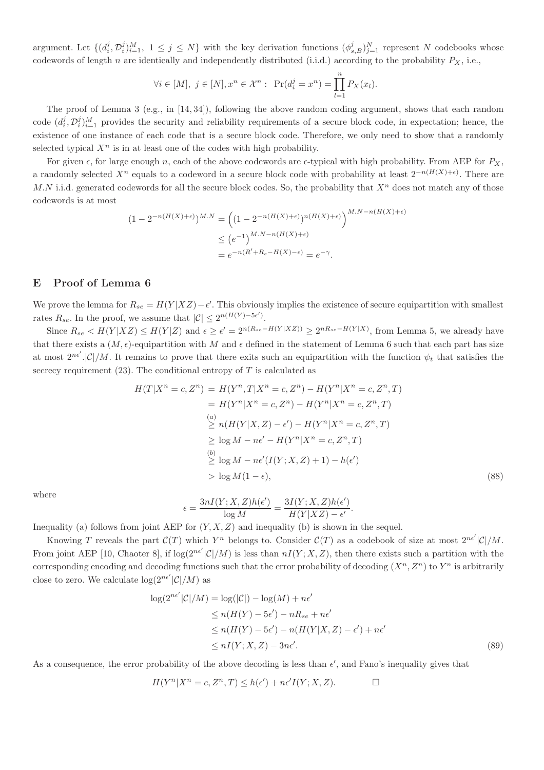argument. Let $\{(d_i^j, \mathcal{D}_i^j)_{i=1}^M,\ 1 \leq j \leq N\}$ with the key derivation functions $(\phi_{s,B}^j)_{j=1}^N$ represent $N$ codebooks whose codewords of length $n$ are identically and independently distributed (i.i.d.) according to the probability $P_X$, i.e.,

$$\forall i \in [M],\ j \in [N], x^n \in \mathcal{X}^n :\ \Pr(d_i^j = x^n) = \prod_{l=1}^n P_X(x_l).$$

The proof of Lemma 3 (e.g., in [14, 34]), following the above random coding argument, shows that each random code $(d_i^j, \mathcal{D}_i^j)_{i=1}^M$ provides the security and reliability requirements of a secure block code, in expectation; hence, the existence of one instance of each code that is a secure block code. Therefore, we only need to show that a randomly selected typical $X^n$ is in at least one of the codes with high probability.

For given $\epsilon$, for large enough $n$, each of the above codewords are $\epsilon$-typical with high probability. From AEP for $P_X$, a randomly selected $X^n$ equals to a codeword in a secure block code with probability at least $2^{-n(H(X)+\epsilon)}$. There are $M.N$ i.i.d. generated codewords for all the secure block codes. So, the probability that $X^n$ does not match any of those codewords is at most

$$\begin{aligned}
(1 - 2^{-n(H(X)+\epsilon)})^{M.N} &= \left((1 - 2^{-n(H(X)+\epsilon)})^{n(H(X)+\epsilon)}\right)^{M.N-n(H(X)+\epsilon)} \\
&\leq \left(e^{-1}\right)^{M.N-n(H(X)+\epsilon)} \\
&= e^{-n(R'+R_c-H(X)-\epsilon)} = e^{-\gamma}.
\end{aligned}$$

## E Proof of Lemma 6

We prove the lemma for $R_{se} = H(Y|XZ) - \epsilon'$. This obviously implies the existence of secure equipartition with smallest rates $R_{se}$. In the proof, we assume that $|\mathcal{C}| \leq 2^{n(H(Y)-5\epsilon')}$.

Since $R_{se} < H(Y|XZ) \leq H(Y|Z)$ and $\epsilon \geq \epsilon' = 2^{n(R_{se}-H(Y|XZ))} \geq 2^{nR_{se}-H(Y|X)}$, from Lemma 5, we already have that there exists a $(M, \epsilon)$-equipartition with $M$ and $\epsilon$ defined in the statement of Lemma 6 such that each part has size at most $2^{n\epsilon'}.|\mathcal{C}|/M$. It remains to prove that there exits such an equipartition with the function $\psi_t$ that satisfies the secrecy requirement (23). The conditional entropy of $T$ is calculated as

$$\begin{aligned}
H(T|X^n = c, Z^n) &= H(Y^n, T|X^n = c, Z^n) - H(Y^n|X^n = c, Z^n, T) \\
&= H(Y^n|X^n = c, Z^n) - H(Y^n|X^n = c, Z^n, T) \\
&\overset{(a)}{\geq} n(H(Y|X,Z) - \epsilon') - H(Y^n|X^n = c, Z^n, T) \\
&\geq \log M - n\epsilon' - H(Y^n|X^n = c, Z^n, T) \\
&\overset{(b)}{\geq} \log M - n\epsilon'(I(Y;X,Z) + 1) - h(\epsilon') \\
&> \log M(1 - \epsilon),
\end{aligned} \tag{88}$$

where

$$\epsilon = \frac{3nI(Y;X,Z)h(\epsilon')}{\log M} = \frac{3I(Y;X,Z)h(\epsilon')}{H(Y|XZ) - \epsilon'}.$$

Inequality (a) follows from joint AEP for $(Y, X, Z)$ and inequality (b) is shown in the sequel.

Knowing $T$ reveals the part $\mathcal{C}(T)$ which $Y^n$ belongs to. Consider $\mathcal{C}(T)$ as a codebook of size at most $2^{n\epsilon'}|\mathcal{C}|/M$. From joint AEP [10, Chaoter 8], if $\log(2^{n\epsilon'}|\mathcal{C}|/M)$ is less than $nI(Y;X,Z)$, then there exists such a partition with the corresponding encoding and decoding functions such that the error probability of decoding $(X^n, Z^n)$ to $Y^n$ is arbitrarily close to zero. We calculate $\log(2^{n\epsilon'}|\mathcal{C}|/M)$ as

$$\begin{aligned}
\log(2^{n\epsilon'}|\mathcal{C}|/M) &= \log(|\mathcal{C}|) - \log(M) + n\epsilon' \\
&\leq n(H(Y) - 5\epsilon') - nR_{se} + n\epsilon' \\
&\leq n(H(Y) - 5\epsilon') - n(H(Y|X,Z) - \epsilon') + n\epsilon' \\
&\leq nI(Y;X,Z) - 3n\epsilon'.
\end{aligned} \tag{89}$$

As a consequence, the error probability of the above decoding is less than $\epsilon'$, and Fano's inequality gives that

$$H(Y^n|X^n = c, Z^n, T) \leq h(\epsilon') + n\epsilon' I(Y;X,Z). \qquad \square$$